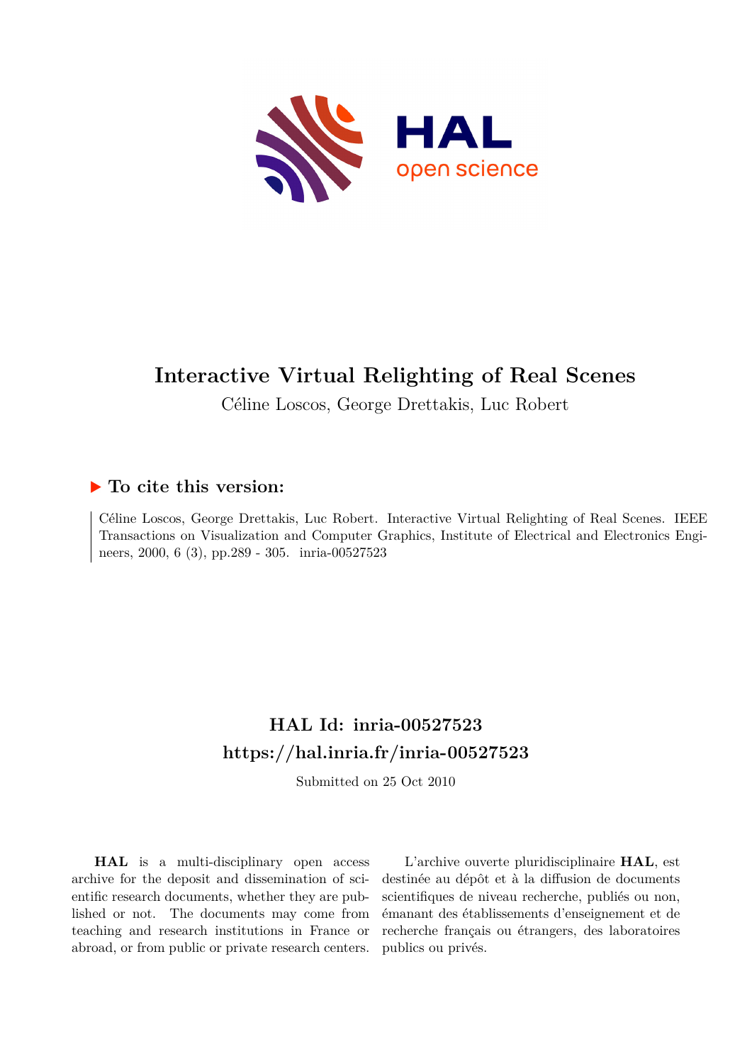# Interactive Virtual Relighting of Real Scenes

Céline Loscos, George Drettakis, Luc Robert

## ▶ To cite this version:

Céline Loscos, George Drettakis, Luc Robert. Interactive Virtual Relighting of Real Scenes. IEEE Transactions on Visualization and Computer Graphics, Institute of Electrical and Electronics Engineers, 2000, 6 (3), pp.289 - 305. inria-00527523

## HAL Id: inria-00527523
## https://hal.inria.fr/inria-00527523

Submitted on 25 Oct 2010

**HAL** is a multi-disciplinary open access archive for the deposit and dissemination of scientific research documents, whether they are published or not. The documents may come from teaching and research institutions in France or abroad, or from public or private research centers.

L'archive ouverte pluridisciplinaire **HAL**, est destinée au dépôt et à la diffusion de documents scientifiques de niveau recherche, publiés ou non, émanant des établissements d'enseignement et de recherche français ou étrangers, des laboratoires publics ou privés.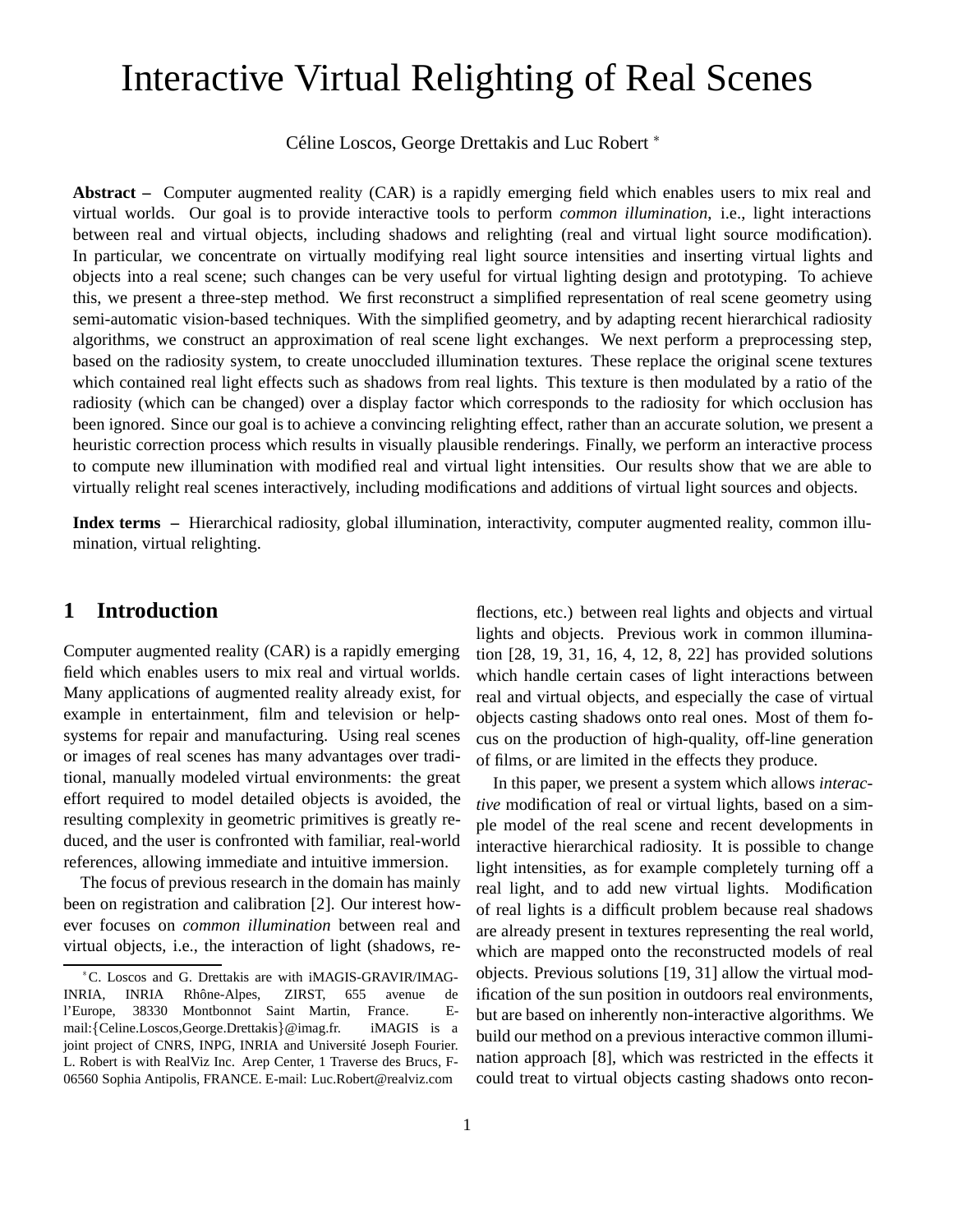# Interactive Virtual Relighting of Real Scenes

Céline Loscos, George Drettakis and Luc Robert *

**Abstract –** Computer augmented reality (CAR) is a rapidly emerging field which enables users to mix real and virtual worlds. Our goal is to provide interactive tools to perform *common illumination*, i.e., light interactions between real and virtual objects, including shadows and relighting (real and virtual light source modification). In particular, we concentrate on virtually modifying real light source intensities and inserting virtual lights and objects into a real scene; such changes can be very useful for virtual lighting design and prototyping. To achieve this, we present a three-step method. We first reconstruct a simplified representation of real scene geometry using semi-automatic vision-based techniques. With the simplified geometry, and by adapting recent hierarchical radiosity algorithms, we construct an approximation of real scene light exchanges. We next perform a preprocessing step, based on the radiosity system, to create unoccluded illumination textures. These replace the original scene textures which contained real light effects such as shadows from real lights. This texture is then modulated by a ratio of the radiosity (which can be changed) over a display factor which corresponds to the radiosity for which occlusion has been ignored. Since our goal is to achieve a convincing relighting effect, rather than an accurate solution, we present a heuristic correction process which results in visually plausible renderings. Finally, we perform an interactive process to compute new illumination with modified real and virtual light intensities. Our results show that we are able to virtually relight real scenes interactively, including modifications and additions of virtual light sources and objects.

**Index terms –** Hierarchical radiosity, global illumination, interactivity, computer augmented reality, common illumination, virtual relighting.

## 1 Introduction

Computer augmented reality (CAR) is a rapidly emerging field which enables users to mix real and virtual worlds. Many applications of augmented reality already exist, for example in entertainment, film and television or help-systems for repair and manufacturing. Using real scenes or images of real scenes has many advantages over traditional, manually modeled virtual environments: the great effort required to model detailed objects is avoided, the resulting complexity in geometric primitives is greatly reduced, and the user is confronted with familiar, real-world references, allowing immediate and intuitive immersion.

The focus of previous research in the domain has mainly been on registration and calibration [2]. Our interest however focuses on *common illumination* between real and virtual objects, i.e., the interaction of light (shadows, reflections, etc.) between real lights and objects and virtual lights and objects. Previous work in common illumination [28, 19, 31, 16, 4, 12, 8, 22] has provided solutions which handle certain cases of light interactions between real and virtual objects, and especially the case of virtual objects casting shadows onto real ones. Most of them focus on the production of high-quality, off-line generation of films, or are limited in the effects they produce.

In this paper, we present a system which allows *interactive* modification of real or virtual lights, based on a simple model of the real scene and recent developments in interactive hierarchical radiosity. It is possible to change light intensities, as for example completely turning off a real light, and to add new virtual lights. Modification of real lights is a difficult problem because real shadows are already present in textures representing the real world, which are mapped onto the reconstructed models of real objects. Previous solutions [19, 31] allow the virtual modification of the sun position in outdoors real environments, but are based on inherently non-interactive algorithms. We build our method on a previous interactive common illumination approach [8], which was restricted in the effects it could treat to virtual objects casting shadows onto recon-

---

* C. Loscos and G. Drettakis are with iMAGIS-GRAVIR/IMAG-INRIA, INRIA Rhône-Alpes, ZIRST, 655 avenue de l'Europe, 38330 Montbonnot Saint Martin, France. E-mail:{Celine.Loscos,George.Drettakis}@imag.fr. iMAGIS is a joint project of CNRS, INPG, INRIA and Université Joseph Fourier. L. Robert is with RealViz Inc. Arep Center, 1 Traverse des Brucs, F-06560 Sophia Antipolis, FRANCE. E-mail: Luc.Robert@realviz.com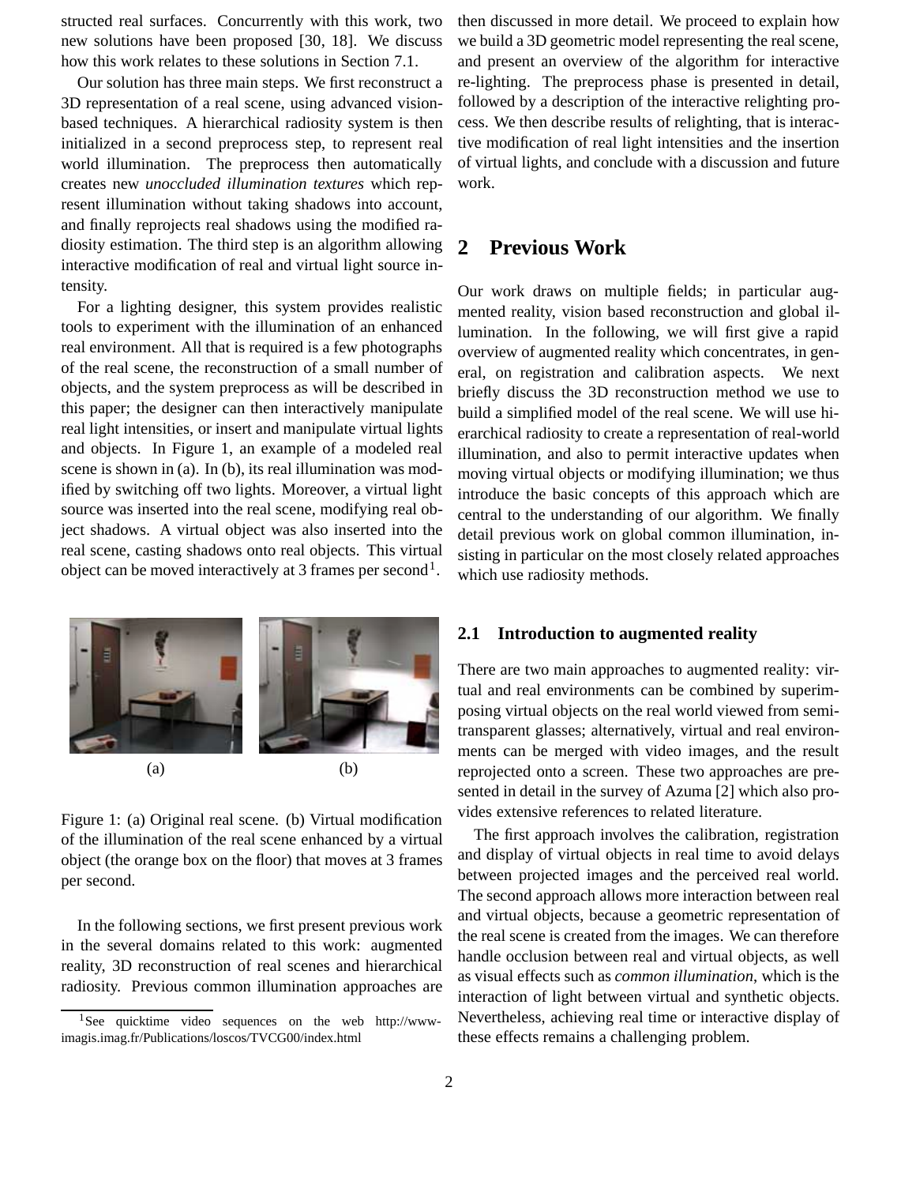structed real surfaces. Concurrently with this work, two new solutions have been proposed [30, 18]. We discuss how this work relates to these solutions in Section 7.1.

Our solution has three main steps. We first reconstruct a 3D representation of a real scene, using advanced vision-based techniques. A hierarchical radiosity system is then initialized in a second preprocess step, to represent real world illumination. The preprocess then automatically creates new *unoccluded illumination textures* which represent illumination without taking shadows into account, and finally reprojects real shadows using the modified radiosity estimation. The third step is an algorithm allowing interactive modification of real and virtual light source intensity.

For a lighting designer, this system provides realistic tools to experiment with the illumination of an enhanced real environment. All that is required is a few photographs of the real scene, the reconstruction of a small number of objects, and the system preprocess as will be described in this paper; the designer can then interactively manipulate real light intensities, or insert and manipulate virtual lights and objects. In Figure 1, an example of a modeled real scene is shown in (a). In (b), its real illumination was modified by switching off two lights. Moreover, a virtual light source was inserted into the real scene, modifying real object shadows. A virtual object was also inserted into the real scene, casting shadows onto real objects. This virtual object can be moved interactively at 3 frames per second[1].

(a) (b)

Figure 1: (a) Original real scene. (b) Virtual modification of the illumination of the real scene enhanced by a virtual object (the orange box on the floor) that moves at 3 frames per second.

In the following sections, we first present previous work in the several domains related to this work: augmented reality, 3D reconstruction of real scenes and hierarchical radiosity. Previous common illumination approaches are then discussed in more detail. We proceed to explain how we build a 3D geometric model representing the real scene, and present an overview of the algorithm for interactive re-lighting. The preprocess phase is presented in detail, followed by a description of the interactive relighting process. We then describe results of relighting, that is interactive modification of real light intensities and the insertion of virtual lights, and conclude with a discussion and future work.

# 2 Previous Work

Our work draws on multiple fields; in particular augmented reality, vision based reconstruction and global illumination. In the following, we will first give a rapid overview of augmented reality which concentrates, in general, on registration and calibration aspects. We next briefly discuss the 3D reconstruction method we use to build a simplified model of the real scene. We will use hierarchical radiosity to create a representation of real-world illumination, and also to permit interactive updates when moving virtual objects or modifying illumination; we thus introduce the basic concepts of this approach which are central to the understanding of our algorithm. We finally detail previous work on global common illumination, insisting in particular on the most closely related approaches which use radiosity methods.

## 2.1 Introduction to augmented reality

There are two main approaches to augmented reality: virtual and real environments can be combined by superimposing virtual objects on the real world viewed from semi-transparent glasses; alternatively, virtual and real environments can be merged with video images, and the result reprojected onto a screen. These two approaches are presented in detail in the survey of Azuma [2] which also provides extensive references to related literature.

The first approach involves the calibration, registration and display of virtual objects in real time to avoid delays between projected images and the perceived real world. The second approach allows more interaction between real and virtual objects, because a geometric representation of the real scene is created from the images. We can therefore handle occlusion between real and virtual objects, as well as visual effects such as *common illumination*, which is the interaction of light between virtual and synthetic objects. Nevertheless, achieving real time or interactive display of these effects remains a challenging problem.

[1] See quicktime video sequences on the web http://www-imagis.imag.fr/Publications/loscos/TVCG00/index.html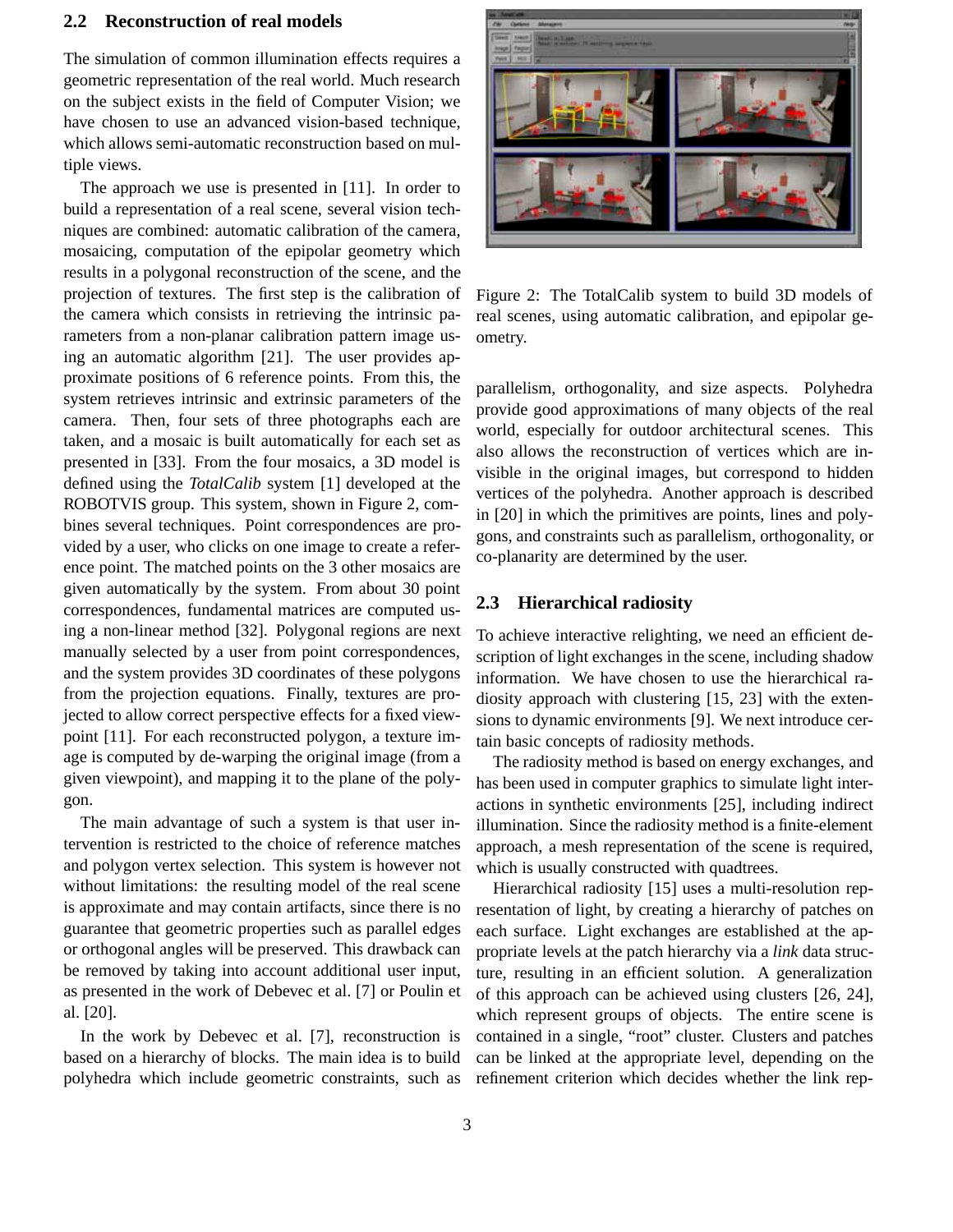### 2.2 Reconstruction of real models

The simulation of common illumination effects requires a geometric representation of the real world. Much research on the subject exists in the field of Computer Vision; we have chosen to use an advanced vision-based technique, which allows semi-automatic reconstruction based on multiple views.

The approach we use is presented in [11]. In order to build a representation of a real scene, several vision techniques are combined: automatic calibration of the camera, mosaicing, computation of the epipolar geometry which results in a polygonal reconstruction of the scene, and the projection of textures. The first step is the calibration of the camera which consists in retrieving the intrinsic parameters from a non-planar calibration pattern image using an automatic algorithm [21]. The user provides approximate positions of 6 reference points. From this, the system retrieves intrinsic and extrinsic parameters of the camera. Then, four sets of three photographs each are taken, and a mosaic is built automatically for each set as presented in [33]. From the four mosaics, a 3D model is defined using the *TotalCalib* system [1] developed at the ROBOTVIS group. This system, shown in Figure 2, combines several techniques. Point correspondences are provided by a user, who clicks on one image to create a reference point. The matched points on the 3 other mosaics are given automatically by the system. From about 30 point correspondences, fundamental matrices are computed using a non-linear method [32]. Polygonal regions are next manually selected by a user from point correspondences, and the system provides 3D coordinates of these polygons from the projection equations. Finally, textures are projected to allow correct perspective effects for a fixed viewpoint [11]. For each reconstructed polygon, a texture image is computed by de-warping the original image (from a given viewpoint), and mapping it to the plane of the polygon.

The main advantage of such a system is that user intervention is restricted to the choice of reference matches and polygon vertex selection. This system is however not without limitations: the resulting model of the real scene is approximate and may contain artifacts, since there is no guarantee that geometric properties such as parallel edges or orthogonal angles will be preserved. This drawback can be removed by taking into account additional user input, as presented in the work of Debevec et al. [7] or Poulin et al. [20].

In the work by Debevec et al. [7], reconstruction is based on a hierarchy of blocks. The main idea is to build polyhedra which include geometric constraints, such as parallelism, orthogonality, and size aspects. Polyhedra provide good approximations of many objects of the real world, especially for outdoor architectural scenes. This also allows the reconstruction of vertices which are invisible in the original images, but correspond to hidden vertices of the polyhedra. Another approach is described in [20] in which the primitives are points, lines and polygons, and constraints such as parallelism, orthogonality, or co-planarity are determined by the user.

Figure 2: The TotalCalib system to build 3D models of real scenes, using automatic calibration, and epipolar geometry.

### 2.3 Hierarchical radiosity

To achieve interactive relighting, we need an efficient description of light exchanges in the scene, including shadow information. We have chosen to use the hierarchical radiosity approach with clustering [15, 23] with the extensions to dynamic environments [9]. We next introduce certain basic concepts of radiosity methods.

The radiosity method is based on energy exchanges, and has been used in computer graphics to simulate light interactions in synthetic environments [25], including indirect illumination. Since the radiosity method is a finite-element approach, a mesh representation of the scene is required, which is usually constructed with quadtrees.

Hierarchical radiosity [15] uses a multi-resolution representation of light, by creating a hierarchy of patches on each surface. Light exchanges are established at the appropriate levels at the patch hierarchy via a *link* data structure, resulting in an efficient solution. A generalization of this approach can be achieved using clusters [26, 24], which represent groups of objects. The entire scene is contained in a single, "root" cluster. Clusters and patches can be linked at the appropriate level, depending on the refinement criterion which decides whether the link rep-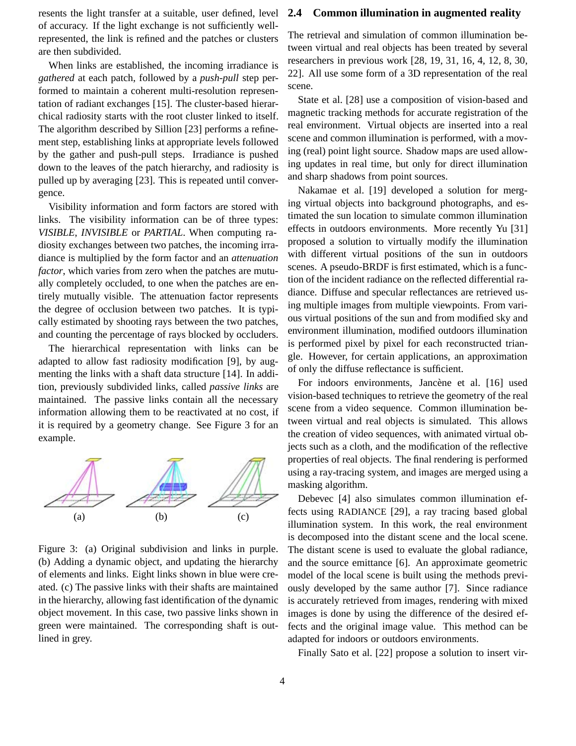resents the light transfer at a suitable, user defined, level of accuracy. If the light exchange is not sufficiently well-represented, the link is refined and the patches or clusters are then subdivided.

When links are established, the incoming irradiance is *gathered* at each patch, followed by a *push-pull* step performed to maintain a coherent multi-resolution representation of radiant exchanges [15]. The cluster-based hierarchical radiosity starts with the root cluster linked to itself. The algorithm described by Sillion [23] performs a refinement step, establishing links at appropriate levels followed by the gather and push-pull steps. Irradiance is pushed down to the leaves of the patch hierarchy, and radiosity is pulled up by averaging [23]. This is repeated until convergence.

Visibility information and form factors are stored with links. The visibility information can be of three types: *VISIBLE*, *INVISIBLE* or *PARTIAL*. When computing radiosity exchanges between two patches, the incoming irradiance is multiplied by the form factor and an *attenuation factor*, which varies from zero when the patches are mutually completely occluded, to one when the patches are entirely mutually visible. The attenuation factor represents the degree of occlusion between two patches. It is typically estimated by shooting rays between the two patches, and counting the percentage of rays blocked by occluders.

The hierarchical representation with links can be adapted to allow fast radiosity modification [9], by augmenting the links with a shaft data structure [14]. In addition, previously subdivided links, called *passive links* are maintained. The passive links contain all the necessary information allowing them to be reactivated at no cost, if it is required by a geometry change. See Figure 3 for an example.

(a) (b) (c)

Figure 3: (a) Original subdivision and links in purple. (b) Adding a dynamic object, and updating the hierarchy of elements and links. Eight links shown in blue were created. (c) The passive links with their shafts are maintained in the hierarchy, allowing fast identification of the dynamic object movement. In this case, two passive links shown in green were maintained. The corresponding shaft is outlined in grey.

## 2.4 Common illumination in augmented reality

The retrieval and simulation of common illumination between virtual and real objects has been treated by several researchers in previous work [28, 19, 31, 16, 4, 12, 8, 30, 22]. All use some form of a 3D representation of the real scene.

State et al. [28] use a composition of vision-based and magnetic tracking methods for accurate registration of the real environment. Virtual objects are inserted into a real scene and common illumination is performed, with a moving (real) point light source. Shadow maps are used allowing updates in real time, but only for direct illumination and sharp shadows from point sources.

Nakamae et al. [19] developed a solution for merging virtual objects into background photographs, and estimated the sun location to simulate common illumination effects in outdoors environments. More recently Yu [31] proposed a solution to virtually modify the illumination with different virtual positions of the sun in outdoors scenes. A pseudo-BRDF is first estimated, which is a function of the incident radiance on the reflected differential radiance. Diffuse and specular reflectances are retrieved using multiple images from multiple viewpoints. From various virtual positions of the sun and from modified sky and environment illumination, modified outdoors illumination is performed pixel by pixel for each reconstructed triangle. However, for certain applications, an approximation of only the diffuse reflectance is sufficient.

For indoors environments, Jancène et al. [16] used vision-based techniques to retrieve the geometry of the real scene from a video sequence. Common illumination between virtual and real objects is simulated. This allows the creation of video sequences, with animated virtual objects such as a cloth, and the modification of the reflective properties of real objects. The final rendering is performed using a ray-tracing system, and images are merged using a masking algorithm.

Debevec [4] also simulates common illumination effects using RADIANCE [29], a ray tracing based global illumination system. In this work, the real environment is decomposed into the distant scene and the local scene. The distant scene is used to evaluate the global radiance, and the source emittance [6]. An approximate geometric model of the local scene is built using the methods previously developed by the same author [7]. Since radiance is accurately retrieved from images, rendering with mixed images is done by using the difference of the desired effects and the original image value. This method can be adapted for indoors or outdoors environments.

Finally Sato et al. [22] propose a solution to insert vir-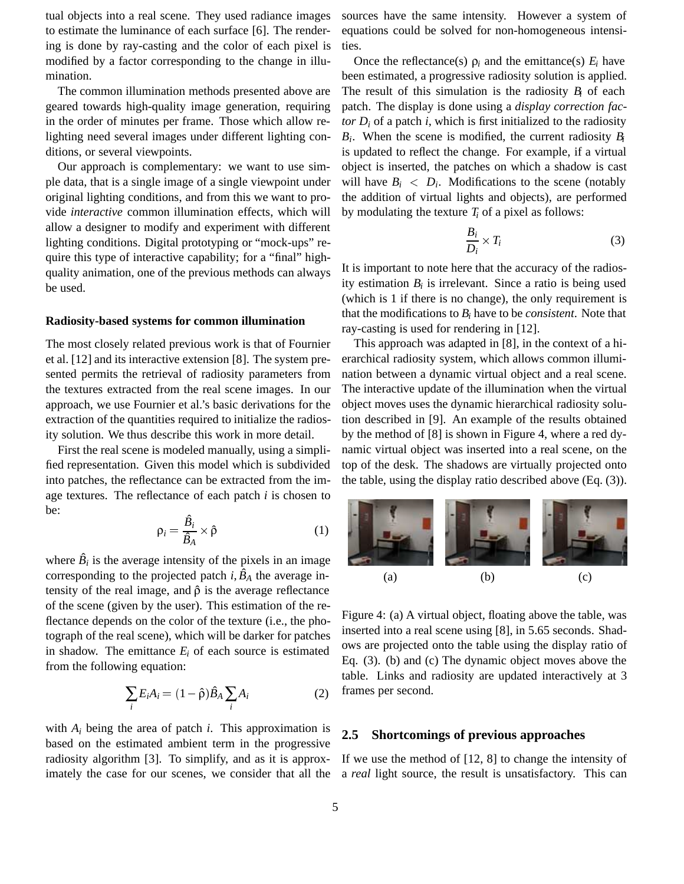tual objects into a real scene. They used radiance images to estimate the luminance of each surface [6]. The rendering is done by ray-casting and the color of each pixel is modified by a factor corresponding to the change in illumination.

The common illumination methods presented above are geared towards high-quality image generation, requiring in the order of minutes per frame. Those which allow relighting need several images under different lighting conditions, or several viewpoints.

Our approach is complementary: we want to use simple data, that is a single image of a single viewpoint under original lighting conditions, and from this we want to provide *interactive* common illumination effects, which will allow a designer to modify and experiment with different lighting conditions. Digital prototyping or "mock-ups" require this type of interactive capability; for a "final" high-quality animation, one of the previous methods can always be used.

**Radiosity-based systems for common illumination**

The most closely related previous work is that of Fournier et al. [12] and its interactive extension [8]. The system presented permits the retrieval of radiosity parameters from the textures extracted from the real scene images. In our approach, we use Fournier et al.'s basic derivations for the extraction of the quantities required to initialize the radiosity solution. We thus describe this work in more detail.

First the real scene is modeled manually, using a simplified representation. Given this model which is subdivided into patches, the reflectance can be extracted from the image textures. The reflectance of each patch $i$ is chosen to be:

$$\rho_i = \frac{\hat{B}_i}{\hat{B}_A} \times \hat{\rho} \tag{1}$$

where $\hat{B}_i$ is the average intensity of the pixels in an image corresponding to the projected patch $i$, $\hat{B}_A$ the average intensity of the real image, and $\hat{\rho}$ is the average reflectance of the scene (given by the user). This estimation of the reflectance depends on the color of the texture (i.e., the photograph of the real scene), which will be darker for patches in shadow. The emittance $E_i$ of each source is estimated from the following equation:

$$\sum_i E_i A_i = (1 - \hat{\rho})\hat{B}_A \sum_i A_i \tag{2}$$

with $A_i$ being the area of patch $i$. This approximation is based on the estimated ambient term in the progressive radiosity algorithm [3]. To simplify, and as it is approximately the case for our scenes, we consider that all the sources have the same intensity. However a system of equations could be solved for non-homogeneous intensities.

Once the reflectance(s) $\rho_i$ and the emittance(s) $E_i$ have been estimated, a progressive radiosity solution is applied. The result of this simulation is the radiosity $B_i$ of each patch. The display is done using a *display correction factor* $D_i$ of a patch $i$, which is first initialized to the radiosity $B_i$. When the scene is modified, the current radiosity $B_i$ is updated to reflect the change. For example, if a virtual object is inserted, the patches on which a shadow is cast will have $B_i < D_i$. Modifications to the scene (notably the addition of virtual lights and objects), are performed by modulating the texture $T_i$ of a pixel as follows:

$$\frac{B_i}{D_i} \times T_i \tag{3}$$

It is important to note here that the accuracy of the radiosity estimation $B_i$ is irrelevant. Since a ratio is being used (which is 1 if there is no change), the only requirement is that the modifications to $B_i$ have to be *consistent*. Note that ray-casting is used for rendering in [12].

This approach was adapted in [8], in the context of a hierarchical radiosity system, which allows common illumination between a dynamic virtual object and a real scene. The interactive update of the illumination when the virtual object moves uses the dynamic hierarchical radiosity solution described in [9]. An example of the results obtained by the method of [8] is shown in Figure 4, where a red dynamic virtual object was inserted into a real scene, on the top of the desk. The shadows are virtually projected onto the table, using the display ratio described above (Eq. (3)).

(a) (b) (c)

Figure 4: (a) A virtual object, floating above the table, was inserted into a real scene using [8], in 5.65 seconds. Shadows are projected onto the table using the display ratio of Eq. (3). (b) and (c) The dynamic object moves above the table. Links and radiosity are updated interactively at 3 frames per second.

## 2.5 Shortcomings of previous approaches

If we use the method of [12, 8] to change the intensity of a *real* light source, the result is unsatisfactory. This can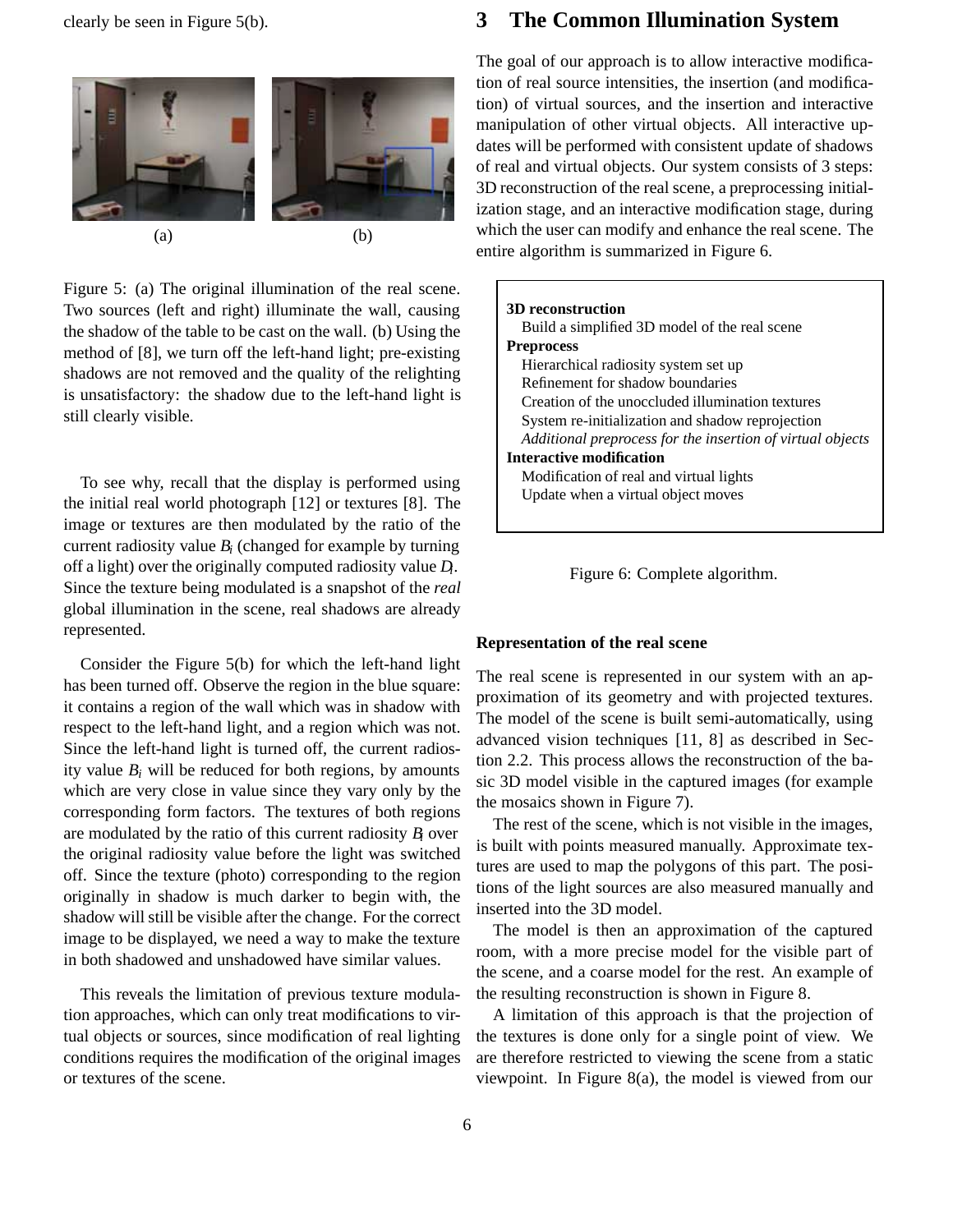clearly be seen in Figure 5(b).

(a) (b)

Figure 5: (a) The original illumination of the real scene. Two sources (left and right) illuminate the wall, causing the shadow of the table to be cast on the wall. (b) Using the method of [8], we turn off the left-hand light; pre-existing shadows are not removed and the quality of the relighting is unsatisfactory: the shadow due to the left-hand light is still clearly visible.

To see why, recall that the display is performed using the initial real world photograph [12] or textures [8]. The image or textures are then modulated by the ratio of the current radiosity value $B_i$ (changed for example by turning off a light) over the originally computed radiosity value $D_i$. Since the texture being modulated is a snapshot of the *real* global illumination in the scene, real shadows are already represented.

Consider the Figure 5(b) for which the left-hand light has been turned off. Observe the region in the blue square: it contains a region of the wall which was in shadow with respect to the left-hand light, and a region which was not. Since the left-hand light is turned off, the current radiosity value $B_i$ will be reduced for both regions, by amounts which are very close in value since they vary only by the corresponding form factors. The textures of both regions are modulated by the ratio of this current radiosity $B_i$ over the original radiosity value before the light was switched off. Since the texture (photo) corresponding to the region originally in shadow is much darker to begin with, the shadow will still be visible after the change. For the correct image to be displayed, we need a way to make the texture in both shadowed and unshadowed have similar values.

This reveals the limitation of previous texture modulation approaches, which can only treat modifications to virtual objects or sources, since modification of real lighting conditions requires the modification of the original images or textures of the scene.

# 3 The Common Illumination System

The goal of our approach is to allow interactive modification of real source intensities, the insertion (and modification) of virtual sources, and the insertion and interactive manipulation of other virtual objects. All interactive updates will be performed with consistent update of shadows of real and virtual objects. Our system consists of 3 steps: 3D reconstruction of the real scene, a preprocessing initialization stage, and an interactive modification stage, during which the user can modify and enhance the real scene. The entire algorithm is summarized in Figure 6.

**3D reconstruction**
- Build a simplified 3D model of the real scene

**Preprocess**
- Hierarchical radiosity system set up
- Refinement for shadow boundaries
- Creation of the unoccluded illumination textures
- System re-initialization and shadow reprojection
- *Additional preprocess for the insertion of virtual objects*

**Interactive modification**
- Modification of real and virtual lights
- Update when a virtual object moves

Figure 6: Complete algorithm.

### Representation of the real scene

The real scene is represented in our system with an approximation of its geometry and with projected textures. The model of the scene is built semi-automatically, using advanced vision techniques [11, 8] as described in Section 2.2. This process allows the reconstruction of the basic 3D model visible in the captured images (for example the mosaics shown in Figure 7).

The rest of the scene, which is not visible in the images, is built with points measured manually. Approximate textures are used to map the polygons of this part. The positions of the light sources are also measured manually and inserted into the 3D model.

The model is then an approximation of the captured room, with a more precise model for the visible part of the scene, and a coarse model for the rest. An example of the resulting reconstruction is shown in Figure 8.

A limitation of this approach is that the projection of the textures is done only for a single point of view. We are therefore restricted to viewing the scene from a static viewpoint. In Figure 8(a), the model is viewed from our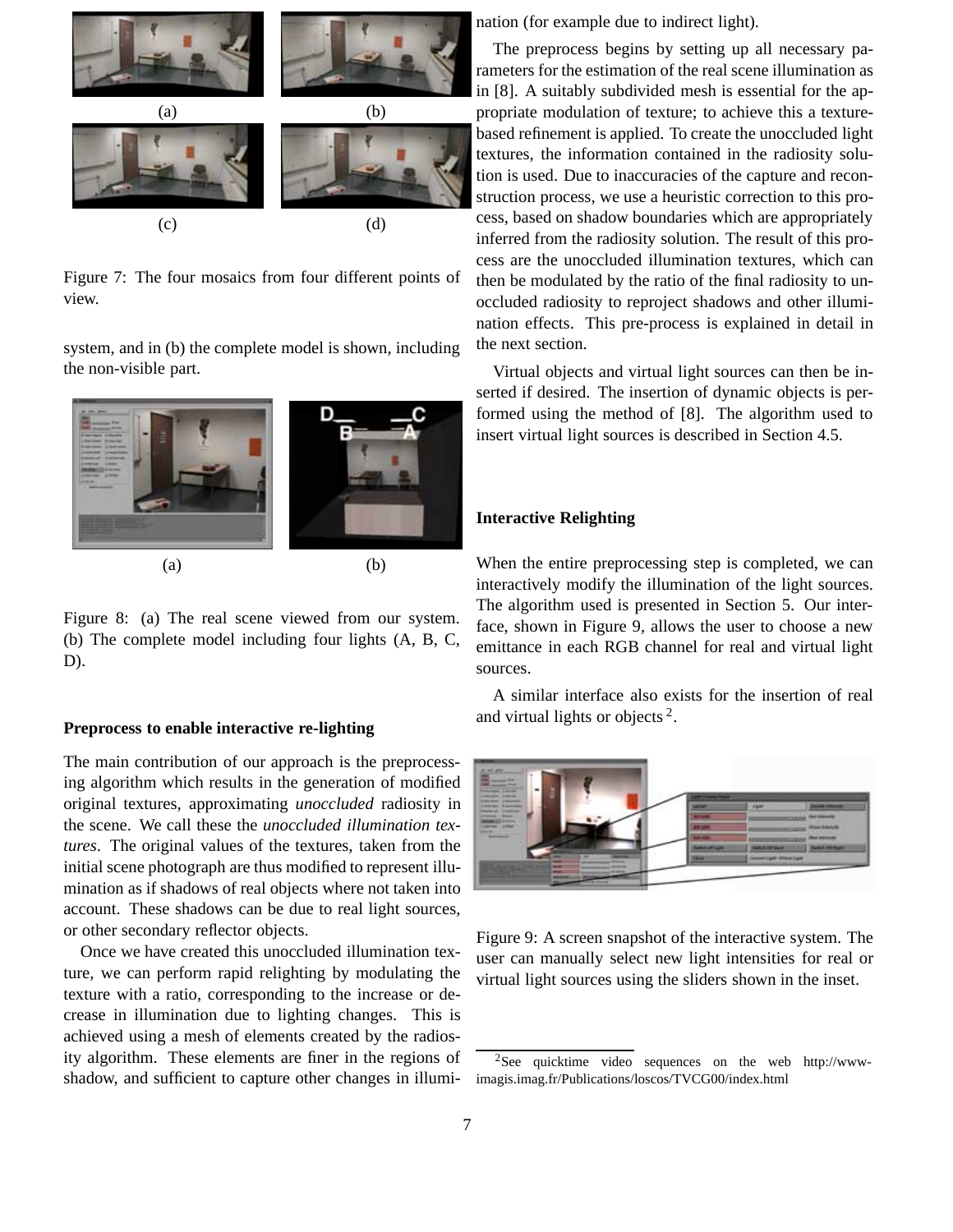(a) (b)

(c) (d)

Figure 7: The four mosaics from four different points of view.

system, and in (b) the complete model is shown, including the non-visible part.

(a) (b)

Figure 8: (a) The real scene viewed from our system. (b) The complete model including four lights (A, B, C, D).

### Preprocess to enable interactive re-lighting

The main contribution of our approach is the preprocessing algorithm which results in the generation of modified original textures, approximating *unoccluded* radiosity in the scene. We call these the *unoccluded illumination textures*. The original values of the textures, taken from the initial scene photograph are thus modified to represent illumination as if shadows of real objects where not taken into account. These shadows can be due to real light sources, or other secondary reflector objects.

Once we have created this unoccluded illumination texture, we can perform rapid relighting by modulating the texture with a ratio, corresponding to the increase or decrease in illumination due to lighting changes. This is achieved using a mesh of elements created by the radiosity algorithm. These elements are finer in the regions of shadow, and sufficient to capture other changes in illumination (for example due to indirect light).

The preprocess begins by setting up all necessary parameters for the estimation of the real scene illumination as in [8]. A suitably subdivided mesh is essential for the appropriate modulation of texture; to achieve this a texture-based refinement is applied. To create the unoccluded light textures, the information contained in the radiosity solution is used. Due to inaccuracies of the capture and reconstruction process, we use a heuristic correction to this process, based on shadow boundaries which are appropriately inferred from the radiosity solution. The result of this process are the unoccluded illumination textures, which can then be modulated by the ratio of the final radiosity to unoccluded radiosity to reproject shadows and other illumination effects. This pre-process is explained in detail in the next section.

Virtual objects and virtual light sources can then be inserted if desired. The insertion of dynamic objects is performed using the method of [8]. The algorithm used to insert virtual light sources is described in Section 4.5.

### Interactive Relighting

When the entire preprocessing step is completed, we can interactively modify the illumination of the light sources. The algorithm used is presented in Section 5. Our interface, shown in Figure 9, allows the user to choose a new emittance in each RGB channel for real and virtual light sources.

A similar interface also exists for the insertion of real and virtual lights or objects [2].

Figure 9: A screen snapshot of the interactive system. The user can manually select new light intensities for real or virtual light sources using the sliders shown in the inset.

[2] See quicktime video sequences on the web http://www-imagis.imag.fr/Publications/loscos/TVCG00/index.html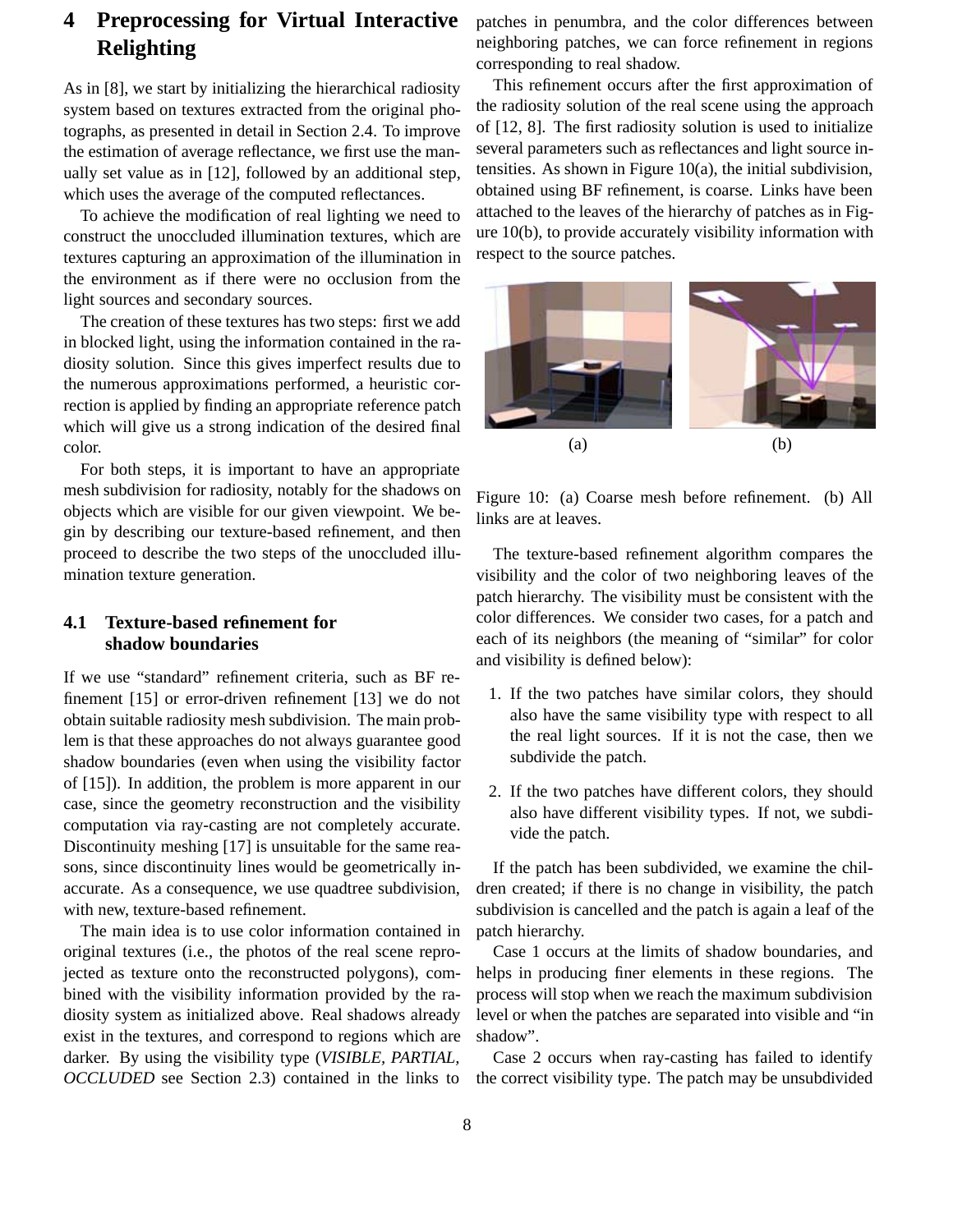# 4 Preprocessing for Virtual Interactive Relighting

As in [8], we start by initializing the hierarchical radiosity system based on textures extracted from the original photographs, as presented in detail in Section 2.4. To improve the estimation of average reflectance, we first use the manually set value as in [12], followed by an additional step, which uses the average of the computed reflectances.

To achieve the modification of real lighting we need to construct the unoccluded illumination textures, which are textures capturing an approximation of the illumination in the environment as if there were no occlusion from the light sources and secondary sources.

The creation of these textures has two steps: first we add in blocked light, using the information contained in the radiosity solution. Since this gives imperfect results due to the numerous approximations performed, a heuristic correction is applied by finding an appropriate reference patch which will give us a strong indication of the desired final color.

For both steps, it is important to have an appropriate mesh subdivision for radiosity, notably for the shadows on objects which are visible for our given viewpoint. We begin by describing our texture-based refinement, and then proceed to describe the two steps of the unoccluded illumination texture generation.

## 4.1 Texture-based refinement for shadow boundaries

If we use "standard" refinement criteria, such as BF refinement [15] or error-driven refinement [13] we do not obtain suitable radiosity mesh subdivision. The main problem is that these approaches do not always guarantee good shadow boundaries (even when using the visibility factor of [15]). In addition, the problem is more apparent in our case, since the geometry reconstruction and the visibility computation via ray-casting are not completely accurate. Discontinuity meshing [17] is unsuitable for the same reasons, since discontinuity lines would be geometrically inaccurate. As a consequence, we use quadtree subdivision, with new, texture-based refinement.

The main idea is to use color information contained in original textures (i.e., the photos of the real scene reprojected as texture onto the reconstructed polygons), combined with the visibility information provided by the radiosity system as initialized above. Real shadows already exist in the textures, and correspond to regions which are darker. By using the visibility type (*VISIBLE, PARTIAL, OCCLUDED* see Section 2.3) contained in the links to patches in penumbra, and the color differences between neighboring patches, we can force refinement in regions corresponding to real shadow.

This refinement occurs after the first approximation of the radiosity solution of the real scene using the approach of [12, 8]. The first radiosity solution is used to initialize several parameters such as reflectances and light source intensities. As shown in Figure 10(a), the initial subdivision, obtained using BF refinement, is coarse. Links have been attached to the leaves of the hierarchy of patches as in Figure 10(b), to provide accurately visibility information with respect to the source patches.

(a) (b)

Figure 10: (a) Coarse mesh before refinement. (b) All links are at leaves.

The texture-based refinement algorithm compares the visibility and the color of two neighboring leaves of the patch hierarchy. The visibility must be consistent with the color differences. We consider two cases, for a patch and each of its neighbors (the meaning of "similar" for color and visibility is defined below):

1. If the two patches have similar colors, they should also have the same visibility type with respect to all the real light sources. If it is not the case, then we subdivide the patch.
2. If the two patches have different colors, they should also have different visibility types. If not, we subdivide the patch.

If the patch has been subdivided, we examine the children created; if there is no change in visibility, the patch subdivision is cancelled and the patch is again a leaf of the patch hierarchy.

Case 1 occurs at the limits of shadow boundaries, and helps in producing finer elements in these regions. The process will stop when we reach the maximum subdivision level or when the patches are separated into visible and "in shadow".

Case 2 occurs when ray-casting has failed to identify the correct visibility type. The patch may be unsubdivided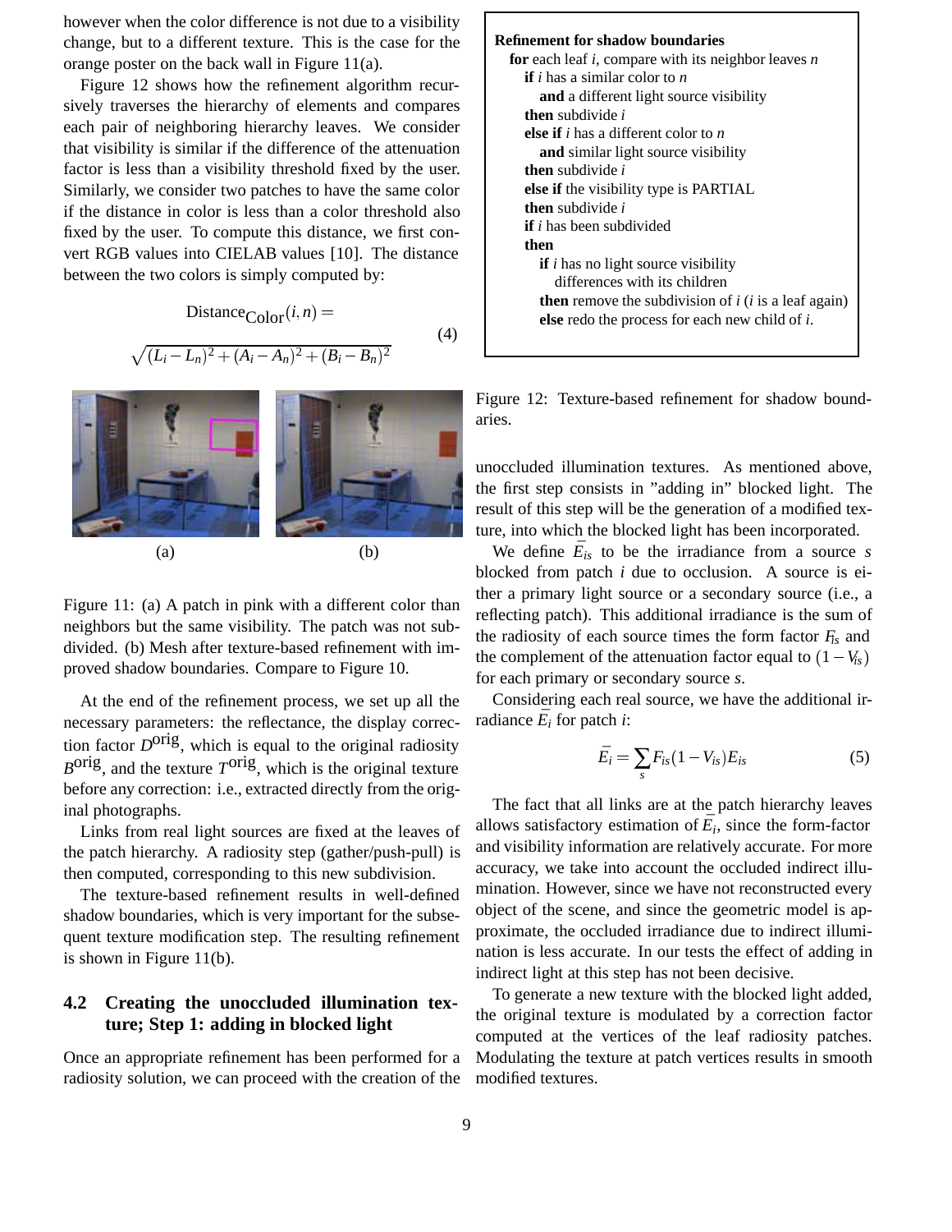however when the color difference is not due to a visibility change, but to a different texture. This is the case for the orange poster on the back wall in Figure 11(a).

Figure 12 shows how the refinement algorithm recursively traverses the hierarchy of elements and compares each pair of neighboring hierarchy leaves. We consider that visibility is similar if the difference of the attenuation factor is less than a visibility threshold fixed by the user. Similarly, we consider two patches to have the same color if the distance in color is less than a color threshold also fixed by the user. To compute this distance, we first convert RGB values into CIELAB values [10]. The distance between the two colors is simply computed by:

$$\text{Distance}_{\text{Color}}(i,n) = \sqrt{(L_i - L_n)^2 + (A_i - A_n)^2 + (B_i - B_n)^2} \quad (4)$$

(a) (b)

Figure 11: (a) A patch in pink with a different color than neighbors but the same visibility. The patch was not subdivided. (b) Mesh after texture-based refinement with improved shadow boundaries. Compare to Figure 10.

At the end of the refinement process, we set up all the necessary parameters: the reflectance, the display correction factor $D^{\text{orig}}$, which is equal to the original radiosity $B^{\text{orig}}$, and the texture $T^{\text{orig}}$, which is the original texture before any correction: i.e., extracted directly from the original photographs.

Links from real light sources are fixed at the leaves of the patch hierarchy. A radiosity step (gather/push-pull) is then computed, corresponding to this new subdivision.

The texture-based refinement results in well-defined shadow boundaries, which is very important for the subsequent texture modification step. The resulting refinement is shown in Figure 11(b).

## 4.2 Creating the unoccluded illumination texture; Step 1: adding in blocked light

Once an appropriate refinement has been performed for a radiosity solution, we can proceed with the creation of the unoccluded illumination textures. As mentioned above, the first step consists in "adding in" blocked light. The result of this step will be the generation of a modified texture, into which the blocked light has been incorporated.

```
Refinement for shadow boundaries
  for each leaf i, compare with its neighbor leaves n
    if i has a similar color to n
       and a different light source visibility
    then subdivide i
    else if i has a different color to n
       and similar light source visibility
    then subdivide i
    else if the visibility type is PARTIAL
    then subdivide i
    if i has been subdivided
    then
       if i has no light source visibility
          differences with its children
       then remove the subdivision of i (i is a leaf again)
       else redo the process for each new child of i.
```

Figure 12: Texture-based refinement for shadow boundaries.

We define $\bar{E}_{is}$ to be the irradiance from a source $s$ blocked from patch $i$ due to occlusion. A source is either a primary light source or a secondary source (i.e., a reflecting patch). This additional irradiance is the sum of the radiosity of each source times the form factor $F_{is}$ and the complement of the attenuation factor equal to $(1 - V_{is})$ for each primary or secondary source $s$.

Considering each real source, we have the additional irradiance $\bar{E}_i$ for patch $i$:

$$\bar{E}_i = \sum_s F_{is}(1 - V_{is})E_{is} \quad (5)$$

The fact that all links are at the patch hierarchy leaves allows satisfactory estimation of $\bar{E}_i$, since the form-factor and visibility information are relatively accurate. For more accuracy, we take into account the occluded indirect illumination. However, since we have not reconstructed every object of the scene, and since the geometric model is approximate, the occluded irradiance due to indirect illumination is less accurate. In our tests the effect of adding in indirect light at this step has not been decisive.

To generate a new texture with the blocked light added, the original texture is modulated by a correction factor computed at the vertices of the leaf radiosity patches. Modulating the texture at patch vertices results in smooth modified textures.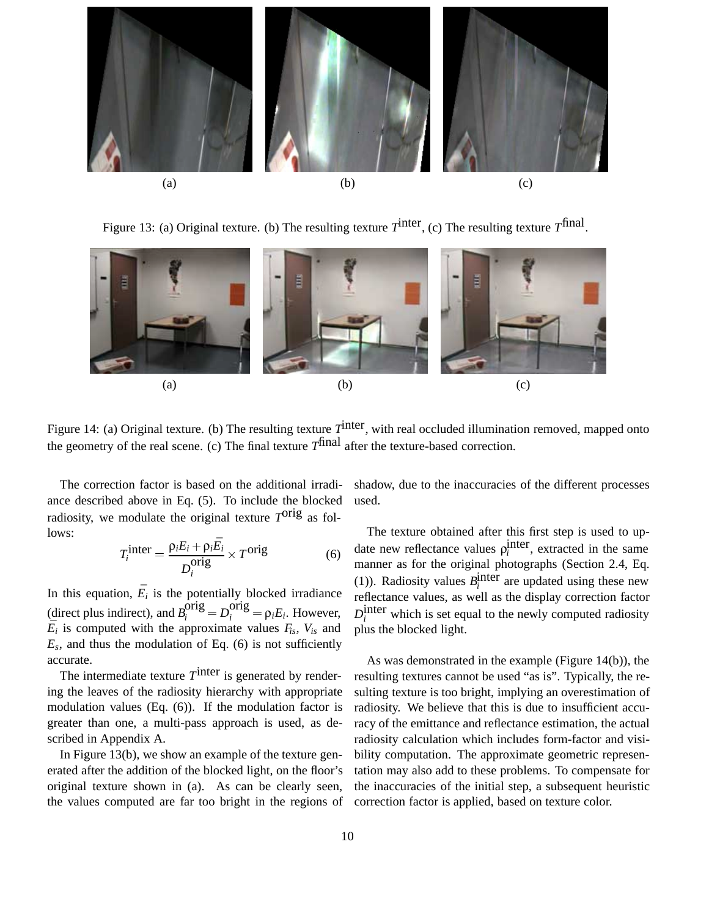(a) (b) (c)

Figure 13: (a) Original texture. (b) The resulting texture $T^{\text{inter}}$, (c) The resulting texture $T^{\text{final}}$.

(a) (b) (c)

Figure 14: (a) Original texture. (b) The resulting texture $T^{\text{inter}}$, with real occluded illumination removed, mapped onto the geometry of the real scene. (c) The final texture $T^{\text{final}}$ after the texture-based correction.

The correction factor is based on the additional irradiance described above in Eq. (5). To include the blocked radiosity, we modulate the original texture $T^{\text{orig}}$ as follows:

$$T_i^{\text{inter}} = \frac{\rho_i E_i + \rho_i \bar{E_i}}{D_i^{\text{orig}}} \times T^{\text{orig}} \tag{6}$$

In this equation, $\bar{E_i}$ is the potentially blocked irradiance (direct plus indirect), and $B_i^{\text{orig}} = D_i^{\text{orig}} = \rho_i E_i$. However, $\bar{E_i}$ is computed with the approximate values $F_{is}$, $V_{is}$ and $E_s$, and thus the modulation of Eq. (6) is not sufficiently accurate.

The intermediate texture $T^{\text{inter}}$ is generated by rendering the leaves of the radiosity hierarchy with appropriate modulation values (Eq. (6)). If the modulation factor is greater than one, a multi-pass approach is used, as described in Appendix A.

In Figure 13(b), we show an example of the texture generated after the addition of the blocked light, on the floor's original texture shown in (a). As can be clearly seen, the values computed are far too bright in the regions of shadow, due to the inaccuracies of the different processes used.

The texture obtained after this first step is used to update new reflectance values $\rho_i^{\text{inter}}$, extracted in the same manner as for the original photographs (Section 2.4, Eq. (1)). Radiosity values $B_i^{\text{inter}}$ are updated using these new reflectance values, as well as the display correction factor $D_i^{\text{inter}}$ which is set equal to the newly computed radiosity plus the blocked light.

As was demonstrated in the example (Figure 14(b)), the resulting textures cannot be used "as is". Typically, the resulting texture is too bright, implying an overestimation of radiosity. We believe that this is due to insufficient accuracy of the emittance and reflectance estimation, the actual radiosity calculation which includes form-factor and visibility computation. The approximate geometric representation may also add to these problems. To compensate for the inaccuracies of the initial step, a subsequent heuristic correction factor is applied, based on texture color.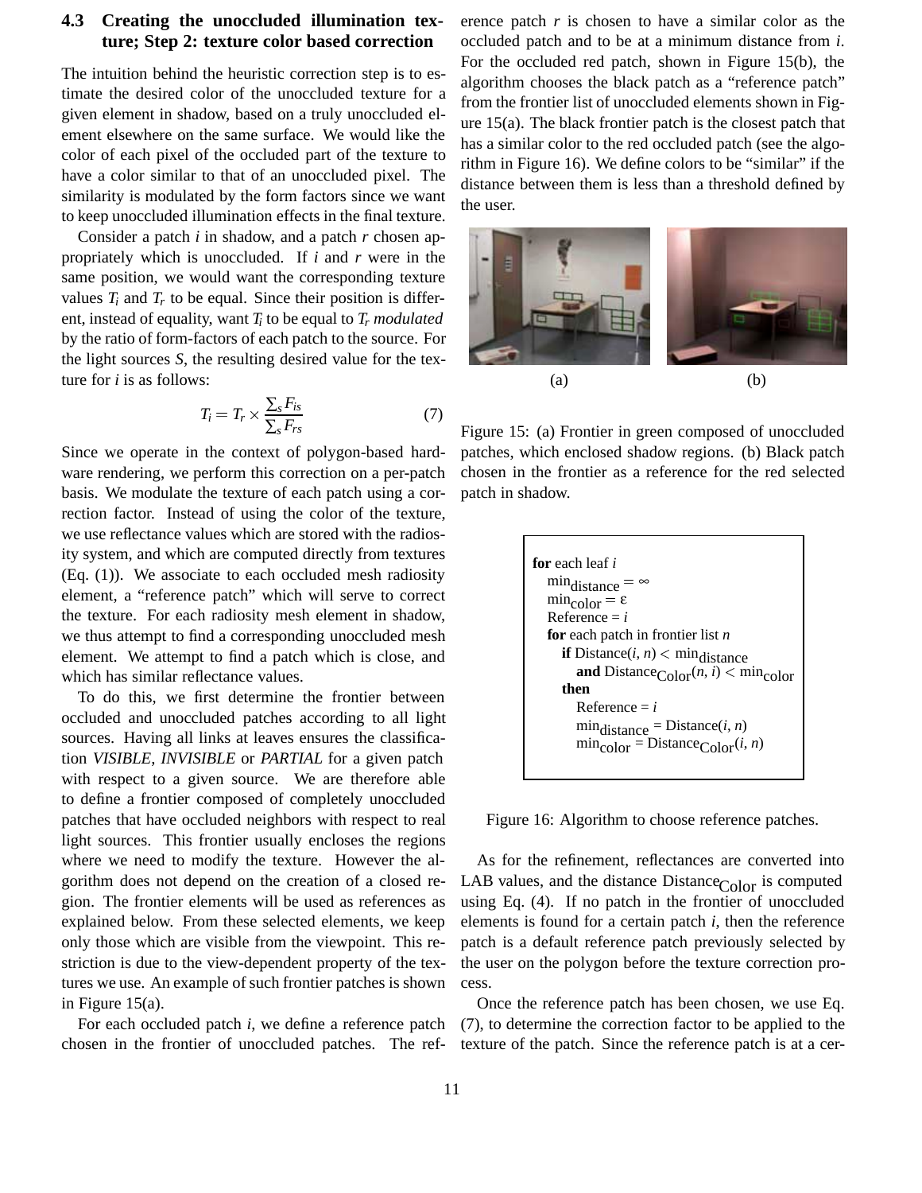### 4.3 Creating the unoccluded illumination texture; Step 2: texture color based correction

The intuition behind the heuristic correction step is to estimate the desired color of the unoccluded texture for a given element in shadow, based on a truly unoccluded element elsewhere on the same surface. We would like the color of each pixel of the occluded part of the texture to have a color similar to that of an unoccluded pixel. The similarity is modulated by the form factors since we want to keep unoccluded illumination effects in the final texture.

Consider a patch $i$ in shadow, and a patch $r$ chosen appropriately which is unoccluded. If $i$ and $r$ were in the same position, we would want the corresponding texture values $T_i$ and $T_r$ to be equal. Since their position is different, instead of equality, want $T_i$ to be equal to $T_r$ *modulated* by the ratio of form-factors of each patch to the source. For the light sources $S$, the resulting desired value for the texture for $i$ is as follows:

$$T_i = T_r \times \frac{\sum_s F_{is}}{\sum_s F_{rs}} \tag{7}$$

Since we operate in the context of polygon-based hardware rendering, we perform this correction on a per-patch basis. We modulate the texture of each patch using a correction factor. Instead of using the color of the texture, we use reflectance values which are stored with the radiosity system, and which are computed directly from textures (Eq. (1)). We associate to each occluded mesh radiosity element, a "reference patch" which will serve to correct the texture. For each radiosity mesh element in shadow, we thus attempt to find a corresponding unoccluded mesh element. We attempt to find a patch which is close, and which has similar reflectance values.

To do this, we first determine the frontier between occluded and unoccluded patches according to all light sources. Having all links at leaves ensures the classification *VISIBLE*, *INVISIBLE* or *PARTIAL* for a given patch with respect to a given source. We are therefore able to define a frontier composed of completely unoccluded patches that have occluded neighbors with respect to real light sources. This frontier usually encloses the regions where we need to modify the texture. However the algorithm does not depend on the creation of a closed region. The frontier elements will be used as references as explained below. From these selected elements, we keep only those which are visible from the viewpoint. This restriction is due to the view-dependent property of the textures we use. An example of such frontier patches is shown in Figure 15(a).

For each occluded patch $i$, we define a reference patch chosen in the frontier of unoccluded patches. The reference patch $r$ is chosen to have a similar color as the occluded patch and to be at a minimum distance from $i$. For the occluded red patch, shown in Figure 15(b), the algorithm chooses the black patch as a "reference patch" from the frontier list of unoccluded elements shown in Figure 15(a). The black frontier patch is the closest patch that has a similar color to the red occluded patch (see the algorithm in Figure 16). We define colors to be "similar" if the distance between them is less than a threshold defined by the user.

(a) (b)

Figure 15: (a) Frontier in green composed of unoccluded patches, which enclosed shadow regions. (b) Black patch chosen in the frontier as a reference for the red selected patch in shadow.

```
for each leaf i
   min_distance = ∞
   min_color = ε
   Reference = i
   for each patch in frontier list n
      if Distance(i, n) < min_distance
         and Distance_Color(n, i) < min_color
      then
         Reference = i
         min_distance = Distance(i, n)
         min_color = Distance_Color(i, n)
```

Figure 16: Algorithm to choose reference patches.

As for the refinement, reflectances are converted into LAB values, and the distance $\text{Distance}_{\text{Color}}$ is computed using Eq. (4). If no patch in the frontier of unoccluded elements is found for a certain patch $i$, then the reference patch is a default reference patch previously selected by the user on the polygon before the texture correction process.

Once the reference patch has been chosen, we use Eq. (7), to determine the correction factor to be applied to the texture of the patch. Since the reference patch is at a cer-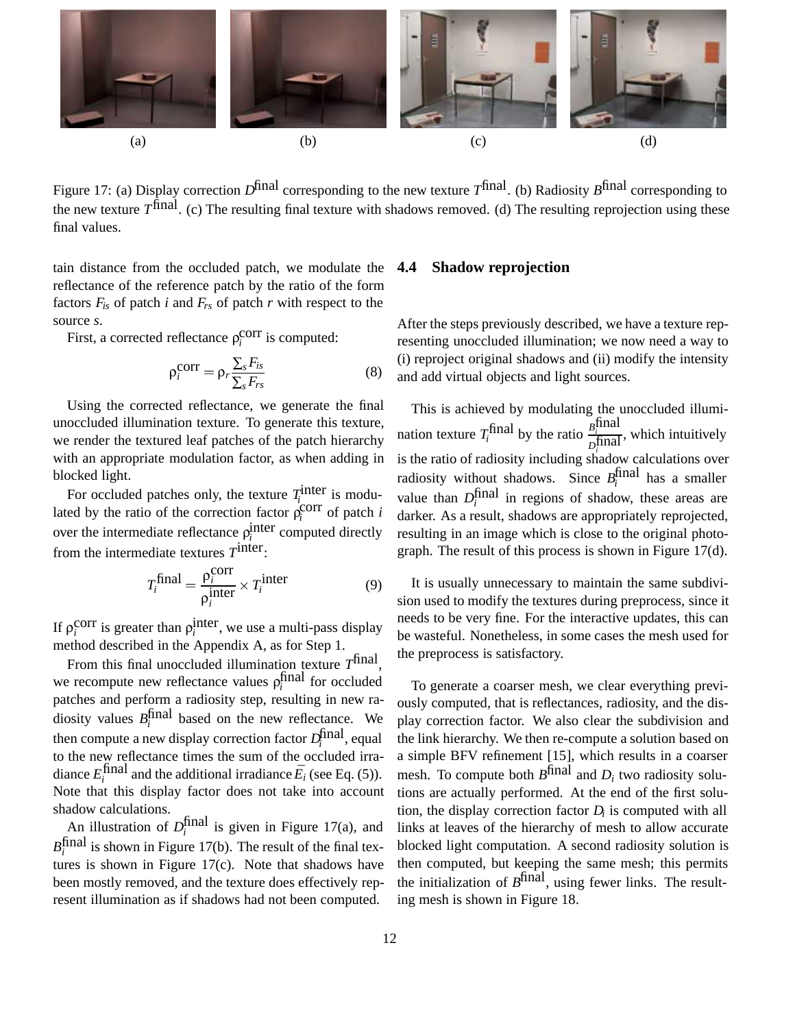(a) (b) (c) (d)

Figure 17: (a) Display correction $D^{\text{final}}$ corresponding to the new texture $T^{\text{final}}$. (b) Radiosity $B^{\text{final}}$ corresponding to the new texture $T^{\text{final}}$. (c) The resulting final texture with shadows removed. (d) The resulting reprojection using these final values.

tain distance from the occluded patch, we modulate the reflectance of the reference patch by the ratio of the form factors $F_{is}$ of patch $i$ and $F_{rs}$ of patch $r$ with respect to the source $s$.

First, a corrected reflectance $\rho_i^{\text{corr}}$ is computed:

$$\rho_i^{\text{corr}} = \rho_r \frac{\sum_s F_{is}}{\sum_s F_{rs}} \tag{8}$$

Using the corrected reflectance, we generate the final unoccluded illumination texture. To generate this texture, we render the textured leaf patches of the patch hierarchy with an appropriate modulation factor, as when adding in blocked light.

For occluded patches only, the texture $T_i^{\text{inter}}$ is modulated by the ratio of the correction factor $\rho_i^{\text{corr}}$ of patch $i$ over the intermediate reflectance $\rho_i^{\text{inter}}$ computed directly from the intermediate textures $T^{\text{inter}}$:

$$T_i^{\text{final}} = \frac{\rho_i^{\text{corr}}}{\rho_i^{\text{inter}}} \times T_i^{\text{inter}} \tag{9}$$

If $\rho_i^{\text{corr}}$ is greater than $\rho_i^{\text{inter}}$, we use a multi-pass display method described in the Appendix A, as for Step 1.

From this final unoccluded illumination texture $T^{\text{final}}$, we recompute new reflectance values $\rho_i^{\text{final}}$ for occluded patches and perform a radiosity step, resulting in new radiosity values $B_i^{\text{final}}$ based on the new reflectance. We then compute a new display correction factor $D_i^{\text{final}}$, equal to the new reflectance times the sum of the occluded irradiance $E_i^{\text{final}}$ and the additional irradiance $\bar{E}_i$ (see Eq. (5)). Note that this display factor does not take into account shadow calculations.

An illustration of $D_i^{\text{final}}$ is given in Figure 17(a), and $B_i^{\text{final}}$ is shown in Figure 17(b). The result of the final textures is shown in Figure 17(c). Note that shadows have been mostly removed, and the texture does effectively represent illumination as if shadows had not been computed.

### 4.4 Shadow reprojection

After the steps previously described, we have a texture representing unoccluded illumination; we now need a way to (i) reproject original shadows and (ii) modify the intensity and add virtual objects and light sources.

This is achieved by modulating the unoccluded illumination texture $T_i^{\text{final}}$ by the ratio $\frac{B_i^{\text{final}}}{D_i^{\text{final}}}$, which intuitively is the ratio of radiosity including shadow calculations over radiosity without shadows. Since $B_i^{\text{final}}$ has a smaller value than $D_i^{\text{final}}$ in regions of shadow, these areas are darker. As a result, shadows are appropriately reprojected, resulting in an image which is close to the original photograph. The result of this process is shown in Figure 17(d).

It is usually unnecessary to maintain the same subdivision used to modify the textures during preprocess, since it needs to be very fine. For the interactive updates, this can be wasteful. Nonetheless, in some cases the mesh used for the preprocess is satisfactory.

To generate a coarser mesh, we clear everything previously computed, that is reflectances, radiosity, and the display correction factor. We also clear the subdivision and the link hierarchy. We then re-compute a solution based on a simple BFV refinement [15], which results in a coarser mesh. To compute both $B^{\text{final}}$ and $D_i$ two radiosity solutions are actually performed. At the end of the first solution, the display correction factor $D_i$ is computed with all links at leaves of the hierarchy of mesh to allow accurate blocked light computation. A second radiosity solution is then computed, but keeping the same mesh; this permits the initialization of $B^{\text{final}}$, using fewer links. The resulting mesh is shown in Figure 18.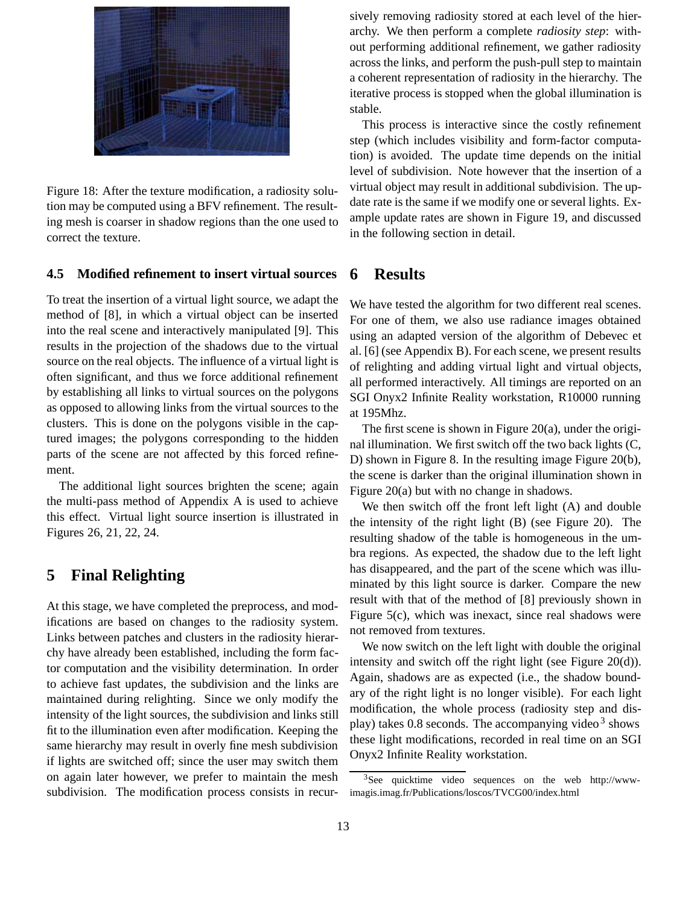Figure 18: After the texture modification, a radiosity solution may be computed using a BFV refinement. The resulting mesh is coarser in shadow regions than the one used to correct the texture.

### 4.5 Modified refinement to insert virtual sources

To treat the insertion of a virtual light source, we adapt the method of [8], in which a virtual object can be inserted into the real scene and interactively manipulated [9]. This results in the projection of the shadows due to the virtual source on the real objects. The influence of a virtual light is often significant, and thus we force additional refinement by establishing all links to virtual sources on the polygons as opposed to allowing links from the virtual sources to the clusters. This is done on the polygons visible in the captured images; the polygons corresponding to the hidden parts of the scene are not affected by this forced refinement.

The additional light sources brighten the scene; again the multi-pass method of Appendix A is used to achieve this effect. Virtual light source insertion is illustrated in Figures 26, 21, 22, 24.

## 5 Final Relighting

At this stage, we have completed the preprocess, and modifications are based on changes to the radiosity system. Links between patches and clusters in the radiosity hierarchy have already been established, including the form factor computation and the visibility determination. In order to achieve fast updates, the subdivision and the links are maintained during relighting. Since we only modify the intensity of the light sources, the subdivision and links still fit to the illumination even after modification. Keeping the same hierarchy may result in overly fine mesh subdivision if lights are switched off; since the user may switch them on again later however, we prefer to maintain the mesh subdivision. The modification process consists in recursively removing radiosity stored at each level of the hierarchy. We then perform a complete *radiosity step*: without performing additional refinement, we gather radiosity across the links, and perform the push-pull step to maintain a coherent representation of radiosity in the hierarchy. The iterative process is stopped when the global illumination is stable.

This process is interactive since the costly refinement step (which includes visibility and form-factor computation) is avoided. The update time depends on the initial level of subdivision. Note however that the insertion of a virtual object may result in additional subdivision. The update rate is the same if we modify one or several lights. Example update rates are shown in Figure 19, and discussed in the following section in detail.

## 6 Results

We have tested the algorithm for two different real scenes. For one of them, we also use radiance images obtained using an adapted version of the algorithm of Debevec et al. [6] (see Appendix B). For each scene, we present results of relighting and adding virtual light and virtual objects, all performed interactively. All timings are reported on an SGI Onyx2 Infinite Reality workstation, R10000 running at 195Mhz.

The first scene is shown in Figure 20(a), under the original illumination. We first switch off the two back lights (C, D) shown in Figure 8. In the resulting image Figure 20(b), the scene is darker than the original illumination shown in Figure 20(a) but with no change in shadows.

We then switch off the front left light (A) and double the intensity of the right light (B) (see Figure 20). The resulting shadow of the table is homogeneous in the umbra regions. As expected, the shadow due to the left light has disappeared, and the part of the scene which was illuminated by this light source is darker. Compare the new result with that of the method of [8] previously shown in Figure 5(c), which was inexact, since real shadows were not removed from textures.

We now switch on the left light with double the original intensity and switch off the right light (see Figure 20(d)). Again, shadows are as expected (i.e., the shadow boundary of the right light is no longer visible). For each light modification, the whole process (radiosity step and display) takes 0.8 seconds. The accompanying video[3] shows these light modifications, recorded in real time on an SGI Onyx2 Infinite Reality workstation.

[3] See quicktime video sequences on the web http://www-imagis.imag.fr/Publications/loscos/TVCG00/index.html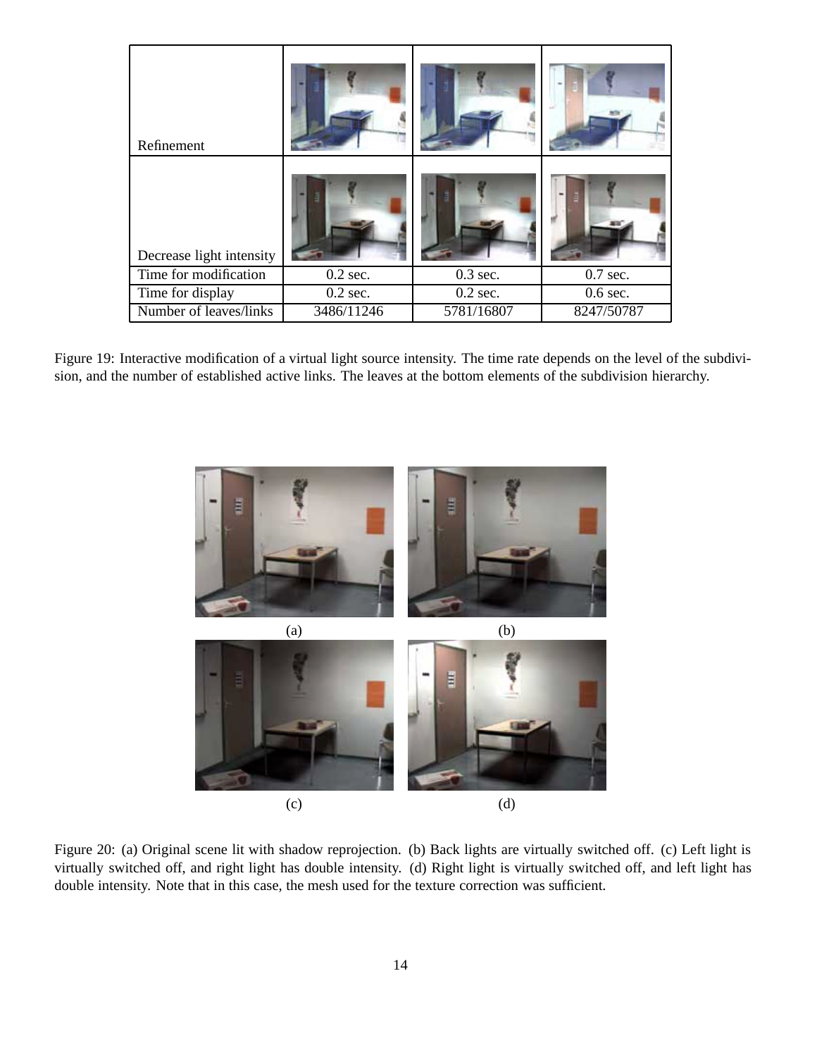| Refinement | | | |
|---|---|---|---|
| Decrease light intensity | | | |
| Time for modification | 0.2 sec. | 0.3 sec. | 0.7 sec. |
| Time for display | 0.2 sec. | 0.2 sec. | 0.6 sec. |
| Number of leaves/links | 3486/11246 | 5781/16807 | 8247/50787 |

Figure 19: Interactive modification of a virtual light source intensity. The time rate depends on the level of the subdivision, and the number of established active links. The leaves at the bottom elements of the subdivision hierarchy.

(a) (b)

(c) (d)

Figure 20: (a) Original scene lit with shadow reprojection. (b) Back lights are virtually switched off. (c) Left light is virtually switched off, and right light has double intensity. (d) Right light is virtually switched off, and left light has double intensity. Note that in this case, the mesh used for the texture correction was sufficient.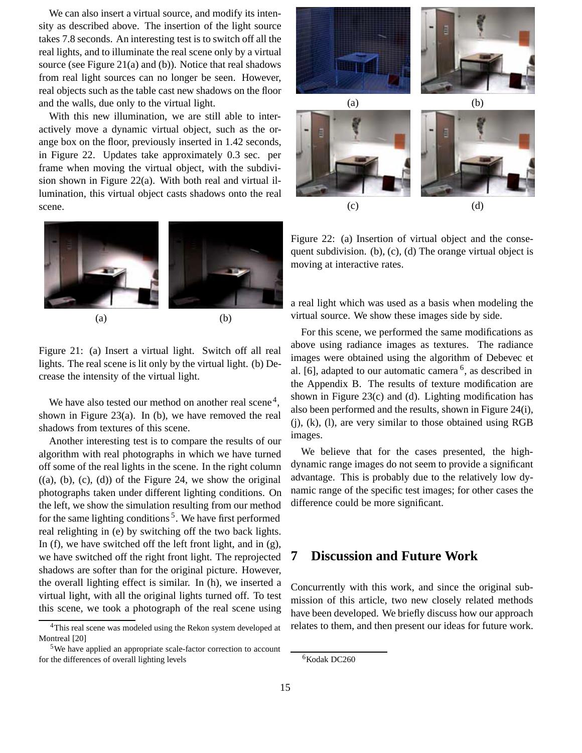We can also insert a virtual source, and modify its intensity as described above. The insertion of the light source takes 7.8 seconds. An interesting test is to switch off all the real lights, and to illuminate the real scene only by a virtual source (see Figure 21(a) and (b)). Notice that real shadows from real light sources can no longer be seen. However, real objects such as the table cast new shadows on the floor and the walls, due only to the virtual light.

With this new illumination, we are still able to interactively move a dynamic virtual object, such as the orange box on the floor, previously inserted in 1.42 seconds, in Figure 22. Updates take approximately 0.3 sec. per frame when moving the virtual object, with the subdivision shown in Figure 22(a). With both real and virtual illumination, this virtual object casts shadows onto the real scene.

(a) (b)

Figure 21: (a) Insert a virtual light. Switch off all real lights. The real scene is lit only by the virtual light. (b) Decrease the intensity of the virtual light.

We have also tested our method on another real scene [4], shown in Figure 23(a). In (b), we have removed the real shadows from textures of this scene.

Another interesting test is to compare the results of our algorithm with real photographs in which we have turned off some of the real lights in the scene. In the right column ((a), (b), (c), (d)) of the Figure 24, we show the original photographs taken under different lighting conditions. On the left, we show the simulation resulting from our method for the same lighting conditions [5]. We have first performed real relighting in (e) by switching off the two back lights. In (f), we have switched off the left front light, and in (g), we have switched off the right front light. The reprojected shadows are softer than for the original picture. However, the overall lighting effect is similar. In (h), we inserted a virtual light, with all the original lights turned off. To test this scene, we took a photograph of the real scene using a real light which was used as a basis when modeling the virtual source. We show these images side by side.

(a) (b)

(c) (d)

Figure 22: (a) Insertion of virtual object and the consequent subdivision. (b), (c), (d) The orange virtual object is moving at interactive rates.

For this scene, we performed the same modifications as above using radiance images as textures. The radiance images were obtained using the algorithm of Debevec et al. [6], adapted to our automatic camera [6], as described in the Appendix B. The results of texture modification are shown in Figure 23(c) and (d). Lighting modification has also been performed and the results, shown in Figure 24(i), (j), (k), (l), are very similar to those obtained using RGB images.

We believe that for the cases presented, the high-dynamic range images do not seem to provide a significant advantage. This is probably due to the relatively low dynamic range of the specific test images; for other cases the difference could be more significant.

## 7 Discussion and Future Work

Concurrently with this work, and since the original submission of this article, two new closely related methods have been developed. We briefly discuss how our approach relates to them, and then present our ideas for future work.

---

[4] This real scene was modeled using the Rekon system developed at Montreal [20]

[5] We have applied an appropriate scale-factor correction to account for the differences of overall lighting levels

[6] Kodak DC260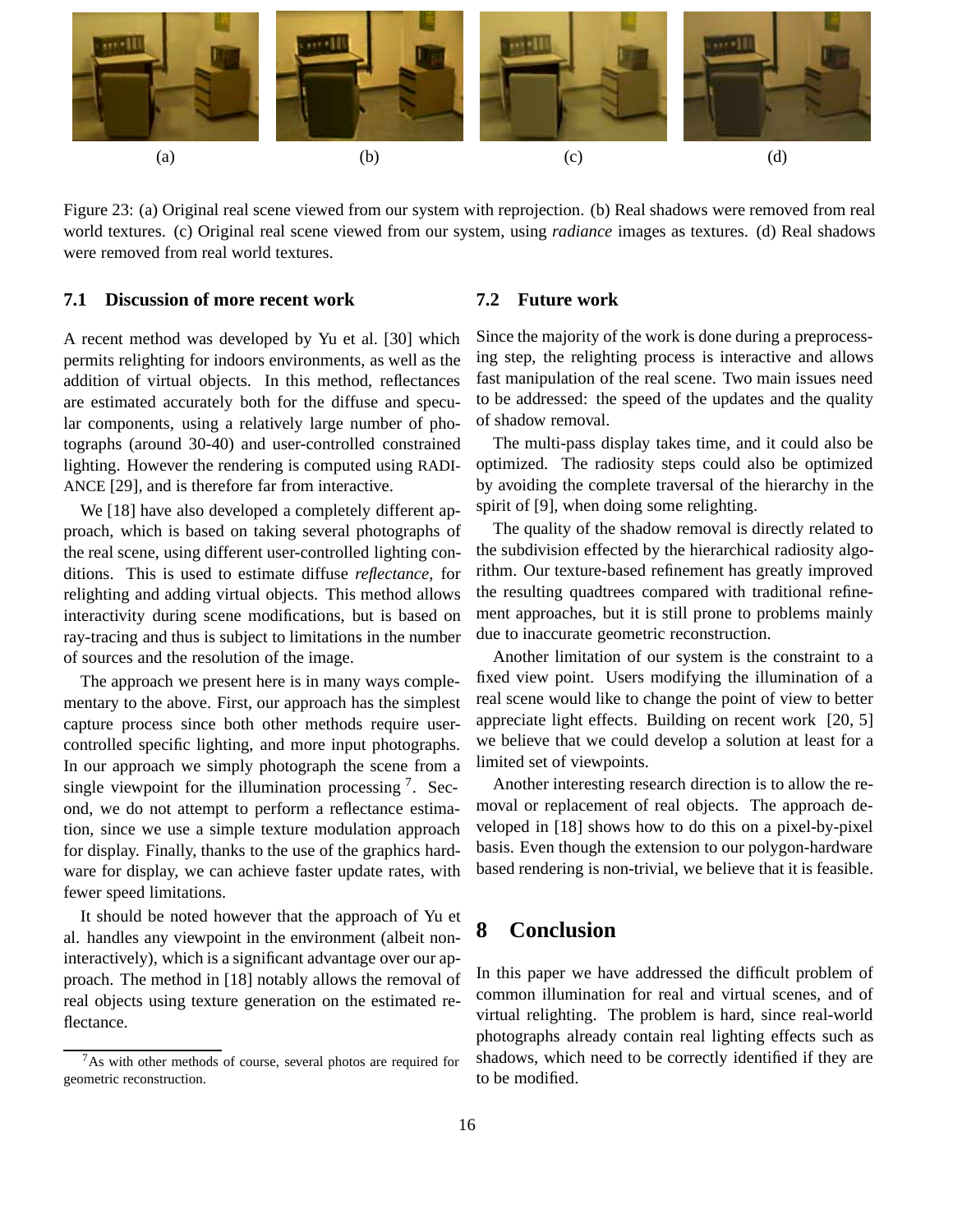(a) (b) (c) (d)

Figure 23: (a) Original real scene viewed from our system with reprojection. (b) Real shadows were removed from real world textures. (c) Original real scene viewed from our system, using *radiance* images as textures. (d) Real shadows were removed from real world textures.

### 7.1 Discussion of more recent work

A recent method was developed by Yu et al. [30] which permits relighting for indoors environments, as well as the addition of virtual objects. In this method, reflectances are estimated accurately both for the diffuse and specular components, using a relatively large number of photographs (around 30-40) and user-controlled constrained lighting. However the rendering is computed using RADIANCE [29], and is therefore far from interactive.

We [18] have also developed a completely different approach, which is based on taking several photographs of the real scene, using different user-controlled lighting conditions. This is used to estimate diffuse *reflectance*, for relighting and adding virtual objects. This method allows interactivity during scene modifications, but is based on ray-tracing and thus is subject to limitations in the number of sources and the resolution of the image.

The approach we present here is in many ways complementary to the above. First, our approach has the simplest capture process since both other methods require user-controlled specific lighting, and more input photographs. In our approach we simply photograph the scene from a single viewpoint for the illumination processing [7]. Second, we do not attempt to perform a reflectance estimation, since we use a simple texture modulation approach for display. Finally, thanks to the use of the graphics hardware for display, we can achieve faster update rates, with fewer speed limitations.

It should be noted however that the approach of Yu et al. handles any viewpoint in the environment (albeit non-interactively), which is a significant advantage over our approach. The method in [18] notably allows the removal of real objects using texture generation on the estimated reflectance.

[7] As with other methods of course, several photos are required for geometric reconstruction.

### 7.2 Future work

Since the majority of the work is done during a preprocessing step, the relighting process is interactive and allows fast manipulation of the real scene. Two main issues need to be addressed: the speed of the updates and the quality of shadow removal.

The multi-pass display takes time, and it could also be optimized. The radiosity steps could also be optimized by avoiding the complete traversal of the hierarchy in the spirit of [9], when doing some relighting.

The quality of the shadow removal is directly related to the subdivision effected by the hierarchical radiosity algorithm. Our texture-based refinement has greatly improved the resulting quadtrees compared with traditional refinement approaches, but it is still prone to problems mainly due to inaccurate geometric reconstruction.

Another limitation of our system is the constraint to a fixed view point. Users modifying the illumination of a real scene would like to change the point of view to better appreciate light effects. Building on recent work [20, 5] we believe that we could develop a solution at least for a limited set of viewpoints.

Another interesting research direction is to allow the removal or replacement of real objects. The approach developed in [18] shows how to do this on a pixel-by-pixel basis. Even though the extension to our polygon-hardware based rendering is non-trivial, we believe that it is feasible.

## 8 Conclusion

In this paper we have addressed the difficult problem of common illumination for real and virtual scenes, and of virtual relighting. The problem is hard, since real-world photographs already contain real lighting effects such as shadows, which need to be correctly identified if they are to be modified.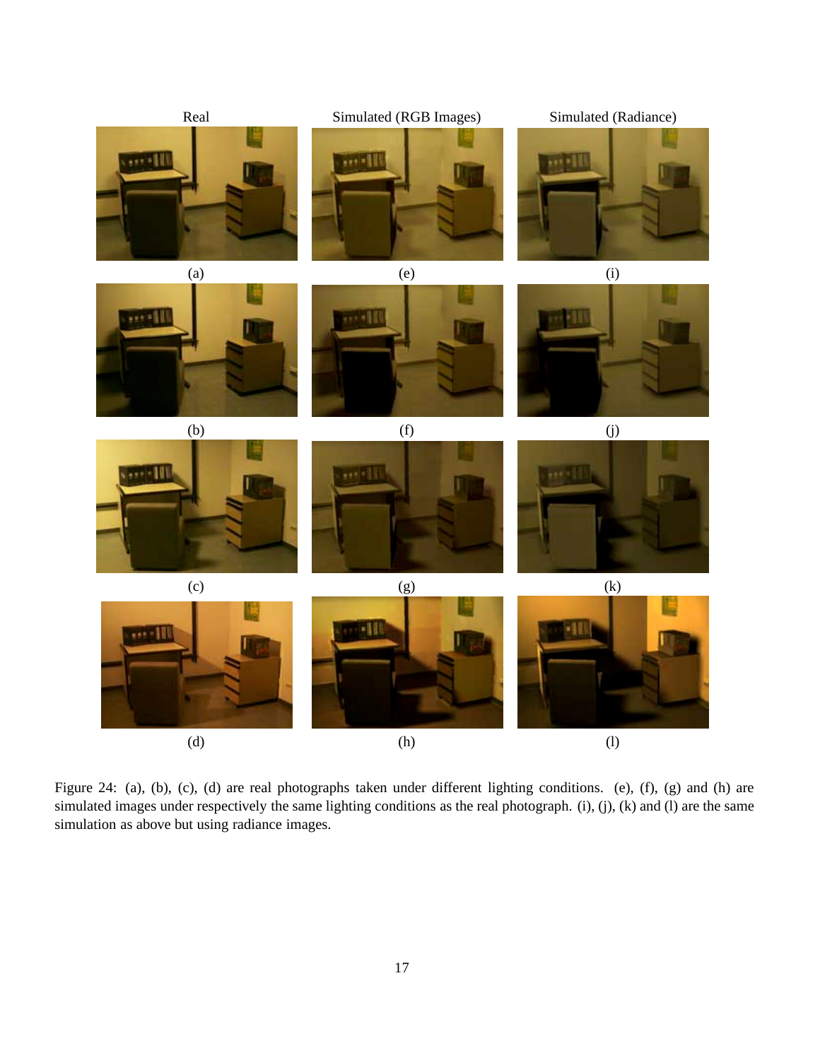Figure 24: (a), (b), (c), (d) are real photographs taken under different lighting conditions. (e), (f), (g) and (h) are simulated images under respectively the same lighting conditions as the real photograph. (i), (j), (k) and (l) are the same simulation as above but using radiance images.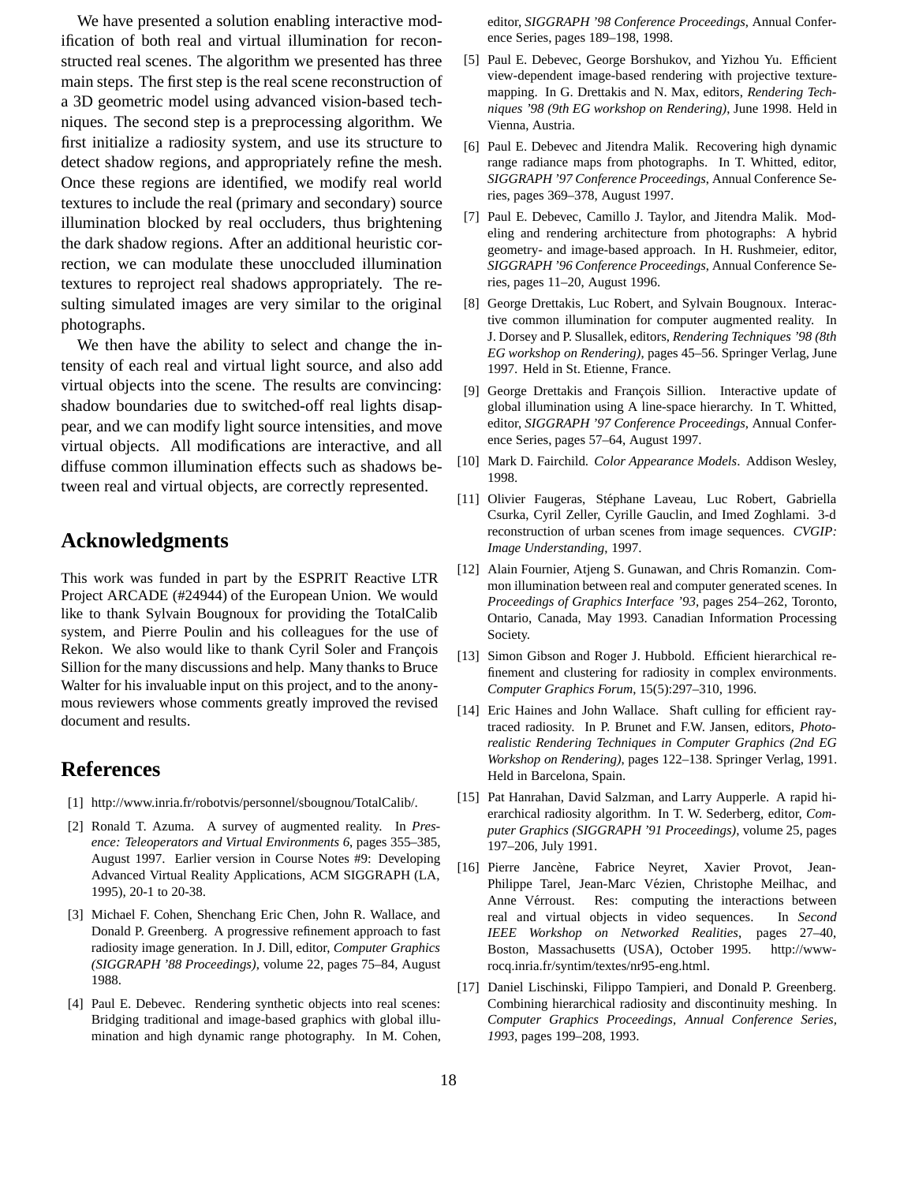We have presented a solution enabling interactive modification of both real and virtual illumination for reconstructed real scenes. The algorithm we presented has three main steps. The first step is the real scene reconstruction of a 3D geometric model using advanced vision-based techniques. The second step is a preprocessing algorithm. We first initialize a radiosity system, and use its structure to detect shadow regions, and appropriately refine the mesh. Once these regions are identified, we modify real world textures to include the real (primary and secondary) source illumination blocked by real occluders, thus brightening the dark shadow regions. After an additional heuristic correction, we can modulate these unoccluded illumination textures to reproject real shadows appropriately. The resulting simulated images are very similar to the original photographs.

We then have the ability to select and change the intensity of each real and virtual light source, and also add virtual objects into the scene. The results are convincing: shadow boundaries due to switched-off real lights disappear, and we can modify light source intensities, and move virtual objects. All modifications are interactive, and all diffuse common illumination effects such as shadows between real and virtual objects, are correctly represented.

## Acknowledgments

This work was funded in part by the ESPRIT Reactive LTR Project ARCADE (#24944) of the European Union. We would like to thank Sylvain Bougnoux for providing the TotalCalib system, and Pierre Poulin and his colleagues for the use of Rekon. We also would like to thank Cyril Soler and François Sillion for the many discussions and help. Many thanks to Bruce Walter for his invaluable input on this project, and to the anonymous reviewers whose comments greatly improved the revised document and results.

## References

[1] http://www.inria.fr/robotvis/personnel/sbougnou/TotalCalib/.

[2] Ronald T. Azuma. A survey of augmented reality. In *Presence: Teleoperators and Virtual Environments 6*, pages 355–385, August 1997. Earlier version in Course Notes #9: Developing Advanced Virtual Reality Applications, ACM SIGGRAPH (LA, 1995), 20-1 to 20-38.

[3] Michael F. Cohen, Shenchang Eric Chen, John R. Wallace, and Donald P. Greenberg. A progressive refinement approach to fast radiosity image generation. In J. Dill, editor, *Computer Graphics (SIGGRAPH '88 Proceedings)*, volume 22, pages 75–84, August 1988.

[4] Paul E. Debevec. Rendering synthetic objects into real scenes: Bridging traditional and image-based graphics with global illumination and high dynamic range photography. In M. Cohen, editor, *SIGGRAPH '98 Conference Proceedings*, Annual Conference Series, pages 189–198, 1998.

[5] Paul E. Debevec, George Borshukov, and Yizhou Yu. Efficient view-dependent image-based rendering with projective texture-mapping. In G. Drettakis and N. Max, editors, *Rendering Techniques '98 (9th EG workshop on Rendering)*, June 1998. Held in Vienna, Austria.

[6] Paul E. Debevec and Jitendra Malik. Recovering high dynamic range radiance maps from photographs. In T. Whitted, editor, *SIGGRAPH '97 Conference Proceedings*, Annual Conference Series, pages 369–378, August 1997.

[7] Paul E. Debevec, Camillo J. Taylor, and Jitendra Malik. Modeling and rendering architecture from photographs: A hybrid geometry- and image-based approach. In H. Rushmeier, editor, *SIGGRAPH '96 Conference Proceedings*, Annual Conference Series, pages 11–20, August 1996.

[8] George Drettakis, Luc Robert, and Sylvain Bougnoux. Interactive common illumination for computer augmented reality. In J. Dorsey and P. Slusallek, editors, *Rendering Techniques '98 (8th EG workshop on Rendering)*, pages 45–56. Springer Verlag, June 1997. Held in St. Etienne, France.

[9] George Drettakis and François Sillion. Interactive update of global illumination using A line-space hierarchy. In T. Whitted, editor, *SIGGRAPH '97 Conference Proceedings*, Annual Conference Series, pages 57–64, August 1997.

[10] Mark D. Fairchild. *Color Appearance Models*. Addison Wesley, 1998.

[11] Olivier Faugeras, Stéphane Laveau, Luc Robert, Gabriella Csurka, Cyril Zeller, Cyrille Gauclin, and Imed Zoghlami. 3-d reconstruction of urban scenes from image sequences. *CVGIP: Image Understanding*, 1997.

[12] Alain Fournier, Atjeng S. Gunawan, and Chris Romanzin. Common illumination between real and computer generated scenes. In *Proceedings of Graphics Interface '93*, pages 254–262, Toronto, Ontario, Canada, May 1993. Canadian Information Processing Society.

[13] Simon Gibson and Roger J. Hubbold. Efficient hierarchical refinement and clustering for radiosity in complex environments. *Computer Graphics Forum*, 15(5):297–310, 1996.

[14] Eric Haines and John Wallace. Shaft culling for efficient ray-traced radiosity. In P. Brunet and F.W. Jansen, editors, *Photo-realistic Rendering Techniques in Computer Graphics (2nd EG Workshop on Rendering)*, pages 122–138. Springer Verlag, 1991. Held in Barcelona, Spain.

[15] Pat Hanrahan, David Salzman, and Larry Aupperle. A rapid hierarchical radiosity algorithm. In T. W. Sederberg, editor, *Computer Graphics (SIGGRAPH '91 Proceedings)*, volume 25, pages 197–206, July 1991.

[16] Pierre Jancène, Fabrice Neyret, Xavier Provot, Jean-Philippe Tarel, Jean-Marc Vézien, Christophe Meilhac, and Anne Vérroust. Res: computing the interactions between real and virtual objects in video sequences. In *Second IEEE Workshop on Networked Realities*, pages 27–40, Boston, Massachusetts (USA), October 1995. http://www-rocq.inria.fr/syntim/textes/nr95-eng.html.

[17] Daniel Lischinski, Filippo Tampieri, and Donald P. Greenberg. Combining hierarchical radiosity and discontinuity meshing. In *Computer Graphics Proceedings, Annual Conference Series, 1993*, pages 199–208, 1993.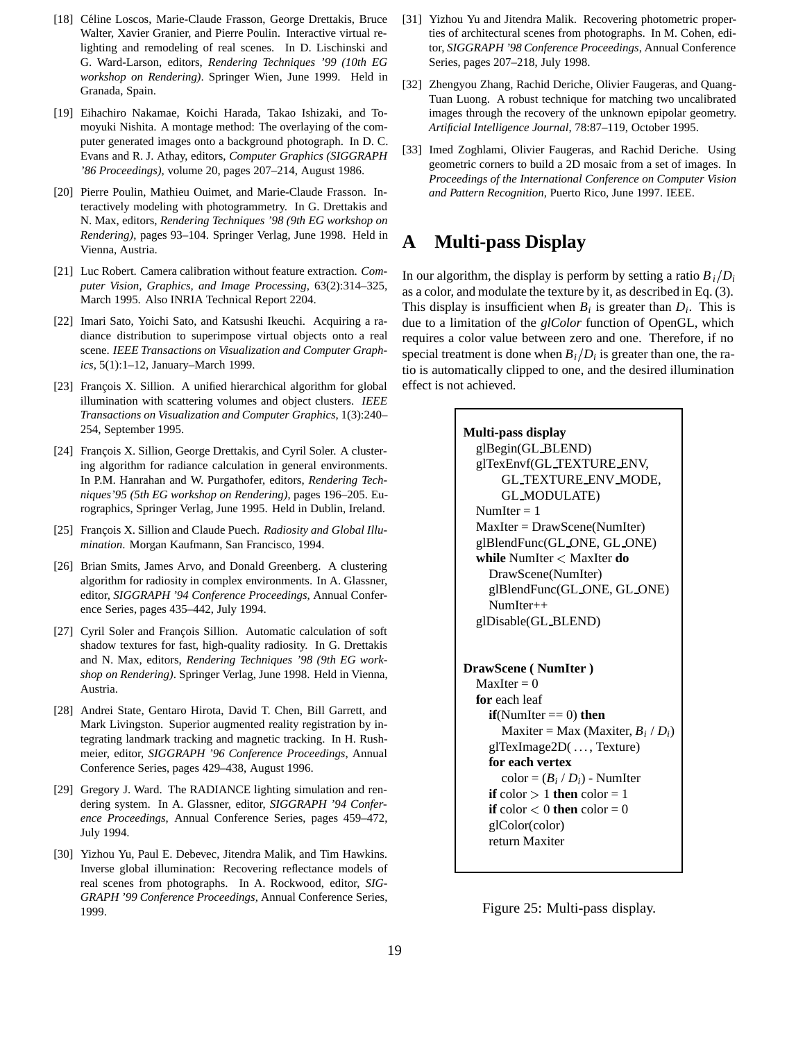[18] Céline Loscos, Marie-Claude Frasson, George Drettakis, Bruce Walter, Xavier Granier, and Pierre Poulin. Interactive virtual relighting and remodeling of real scenes. In D. Lischinski and G. Ward-Larson, editors, *Rendering Techniques '99 (10th EG workshop on Rendering)*. Springer Wien, June 1999. Held in Granada, Spain.

[19] Eihachiro Nakamae, Koichi Harada, Takao Ishizaki, and Tomoyuki Nishita. A montage method: The overlaying of the computer generated images onto a background photograph. In D. C. Evans and R. J. Athay, editors, *Computer Graphics (SIGGRAPH '86 Proceedings)*, volume 20, pages 207–214, August 1986.

[20] Pierre Poulin, Mathieu Ouimet, and Marie-Claude Frasson. Interactively modeling with photogrammetry. In G. Drettakis and N. Max, editors, *Rendering Techniques '98 (9th EG workshop on Rendering)*, pages 93–104. Springer Verlag, June 1998. Held in Vienna, Austria.

[21] Luc Robert. Camera calibration without feature extraction. *Computer Vision, Graphics, and Image Processing*, 63(2):314–325, March 1995. Also INRIA Technical Report 2204.

[22] Imari Sato, Yoichi Sato, and Katsushi Ikeuchi. Acquiring a radiance distribution to superimpose virtual objects onto a real scene. *IEEE Transactions on Visualization and Computer Graphics*, 5(1):1–12, January–March 1999.

[23] François X. Sillion. A unified hierarchical algorithm for global illumination with scattering volumes and object clusters. *IEEE Transactions on Visualization and Computer Graphics*, 1(3):240–254, September 1995.

[24] François X. Sillion, George Drettakis, and Cyril Soler. A clustering algorithm for radiance calculation in general environments. In P.M. Hanrahan and W. Purgathofer, editors, *Rendering Techniques'95 (5th EG workshop on Rendering)*, pages 196–205. Eurographics, Springer Verlag, June 1995. Held in Dublin, Ireland.

[25] François X. Sillion and Claude Puech. *Radiosity and Global Illumination*. Morgan Kaufmann, San Francisco, 1994.

[26] Brian Smits, James Arvo, and Donald Greenberg. A clustering algorithm for radiosity in complex environments. In A. Glassner, editor, *SIGGRAPH '94 Conference Proceedings*, Annual Conference Series, pages 435–442, July 1994.

[27] Cyril Soler and François Sillion. Automatic calculation of soft shadow textures for fast, high-quality radiosity. In G. Drettakis and N. Max, editors, *Rendering Techniques '98 (9th EG workshop on Rendering)*. Springer Verlag, June 1998. Held in Vienna, Austria.

[28] Andrei State, Gentaro Hirota, David T. Chen, Bill Garrett, and Mark Livingston. Superior augmented reality registration by integrating landmark tracking and magnetic tracking. In H. Rushmeier, editor, *SIGGRAPH '96 Conference Proceedings*, Annual Conference Series, pages 429–438, August 1996.

[29] Gregory J. Ward. The RADIANCE lighting simulation and rendering system. In A. Glassner, editor, *SIGGRAPH '94 Conference Proceedings*, Annual Conference Series, pages 459–472, July 1994.

[30] Yizhou Yu, Paul E. Debevec, Jitendra Malik, and Tim Hawkins. Inverse global illumination: Recovering reflectance models of real scenes from photographs. In A. Rockwood, editor, *SIGGRAPH '99 Conference Proceedings*, Annual Conference Series, 1999.

[31] Yizhou Yu and Jitendra Malik. Recovering photometric properties of architectural scenes from photographs. In M. Cohen, editor, *SIGGRAPH '98 Conference Proceedings*, Annual Conference Series, pages 207–218, July 1998.

[32] Zhengyou Zhang, Rachid Deriche, Olivier Faugeras, and Quang-Tuan Luong. A robust technique for matching two uncalibrated images through the recovery of the unknown epipolar geometry. *Artificial Intelligence Journal*, 78:87–119, October 1995.

[33] Imed Zoghlami, Olivier Faugeras, and Rachid Deriche. Using geometric corners to build a 2D mosaic from a set of images. In *Proceedings of the International Conference on Computer Vision and Pattern Recognition*, Puerto Rico, June 1997. IEEE.

# A Multi-pass Display

In our algorithm, the display is perform by setting a ratio $B_i/D_i$ as a color, and modulate the texture by it, as described in Eq. (3). This display is insufficient when $B_i$ is greater than $D_i$. This is due to a limitation of the *glColor* function of OpenGL, which requires a color value between zero and one. Therefore, if no special treatment is done when $B_i/D_i$ is greater than one, the ratio is automatically clipped to one, and the desired illumination effect is not achieved.

```
Multi-pass display
  glBegin(GL_BLEND)
  glTexEnvf(GL_TEXTURE_ENV,
       GL_TEXTURE_ENV_MODE,
       GL_MODULATE)
  NumIter = 1
  MaxIter = DrawScene(NumIter)
  glBlendFunc(GL_ONE, GL_ONE)
  while NumIter < MaxIter do
    DrawScene(NumIter)
    glBlendFunc(GL_ONE, GL_ONE)
    NumIter++
  glDisable(GL_BLEND)

DrawScene ( NumIter )
  MaxIter = 0
  for each leaf
    if(NumIter == 0) then
      Maxiter = Max (Maxiter, B_i / D_i)
    glTexImage2D( . . . , Texture)
    for each vertex
      color = (B_i / D_i) - NumIter
    if color > 1 then color = 1
    if color < 0 then color = 0
    glColor(color)
    return Maxiter
```

Figure 25: Multi-pass display.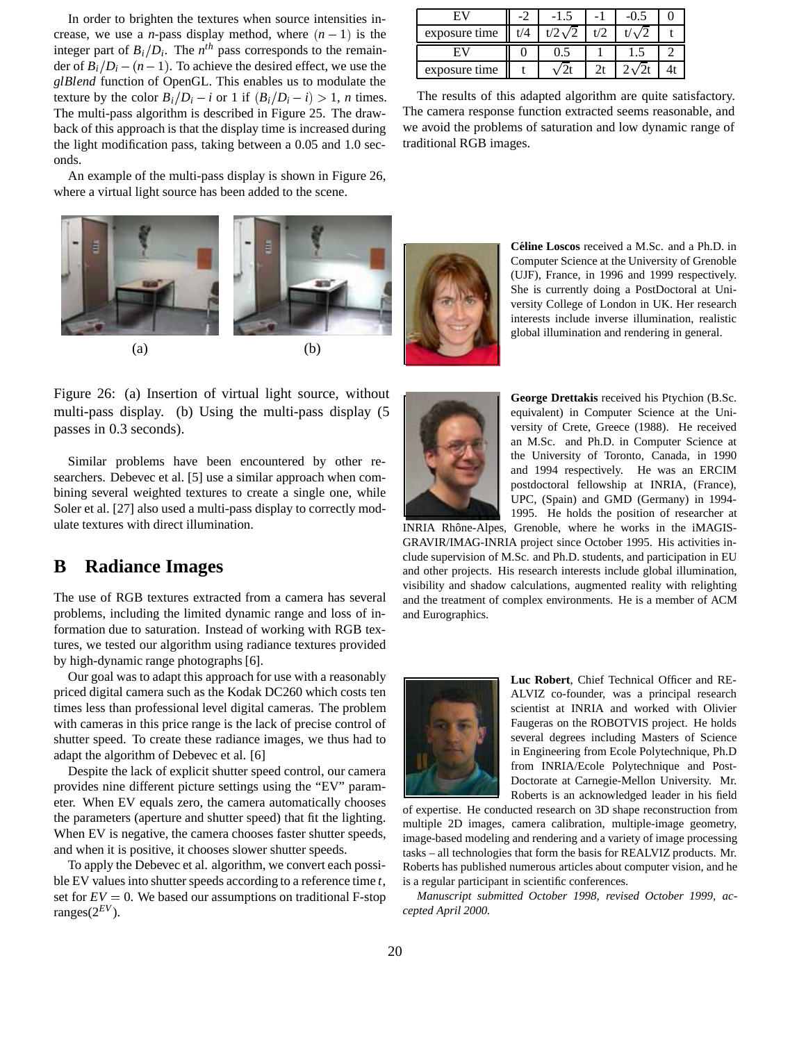In order to brighten the textures when source intensities increase, we use a $n$-pass display method, where $(n-1)$ is the integer part of $B_i/D_i$. The $n^{th}$ pass corresponds to the remainder of $B_i/D_i - (n-1)$. To achieve the desired effect, we use the *glBlend* function of OpenGL. This enables us to modulate the texture by the color $B_i/D_i - i$ or 1 if $(B_i/D_i - i) > 1$, $n$ times. The multi-pass algorithm is described in Figure 25. The drawback of this approach is that the display time is increased during the light modification pass, taking between a 0.05 and 1.0 seconds.

An example of the multi-pass display is shown in Figure 26, where a virtual light source has been added to the scene.

(a) (b)

Figure 26: (a) Insertion of virtual light source, without multi-pass display. (b) Using the multi-pass display (5 passes in 0.3 seconds).

Similar problems have been encountered by other researchers. Debevec et al. [5] use a similar approach when combining several weighted textures to create a single one, while Soler et al. [27] also used a multi-pass display to correctly modulate textures with direct illumination.

## B Radiance Images

The use of RGB textures extracted from a camera has several problems, including the limited dynamic range and loss of information due to saturation. Instead of working with RGB textures, we tested our algorithm using radiance textures provided by high-dynamic range photographs [6].

Our goal was to adapt this approach for use with a reasonably priced digital camera such as the Kodak DC260 which costs ten times less than professional level digital cameras. The problem with cameras in this price range is the lack of precise control of shutter speed. To create these radiance images, we thus had to adapt the algorithm of Debevec et al. [6]

Despite the lack of explicit shutter speed control, our camera provides nine different picture settings using the "EV" parameter. When EV equals zero, the camera automatically chooses the parameters (aperture and shutter speed) that fit the lighting. When EV is negative, the camera chooses faster shutter speeds, and when it is positive, it chooses slower shutter speeds.

To apply the Debevec et al. algorithm, we convert each possible EV values into shutter speeds according to a reference time $t$, set for $EV = 0$. We based our assumptions on traditional F-stop ranges($2^{EV}$).

| EV | -2 | -1.5 | -1 | -0.5 | 0 |
|---|---|---|---|---|---|
| exposure time | t/4 | $t/2\sqrt{2}$ | t/2 | $t/\sqrt{2}$ | t |
| EV | 0 | 0.5 | 1 | 1.5 | 2 |
| exposure time | t | $\sqrt{2}t$ | 2t | $2\sqrt{2}t$ | 4t |

The results of this adapted algorithm are quite satisfactory. The camera response function extracted seems reasonable, and we avoid the problems of saturation and low dynamic range of traditional RGB images.

**Céline Loscos** received a M.Sc. and a Ph.D. in Computer Science at the University of Grenoble (UJF), France, in 1996 and 1999 respectively. She is currently doing a PostDoctoral at University College of London in UK. Her research interests include inverse illumination, realistic global illumination and rendering in general.

**George Drettakis** received his Ptychion (B.Sc. equivalent) in Computer Science at the University of Crete, Greece (1988). He received an M.Sc. and Ph.D. in Computer Science at the University of Toronto, Canada, in 1990 and 1994 respectively. He was an ERCIM postdoctoral fellowship at INRIA, (France), UPC, (Spain) and GMD (Germany) in 1994-1995. He holds the position of researcher at INRIA Rhône-Alpes, Grenoble, where he works in the iMAGIS-GRAVIR/IMAG-INRIA project since October 1995. His activities include supervision of M.Sc. and Ph.D. students, and participation in EU and other projects. His research interests include global illumination, visibility and shadow calculations, augmented reality with relighting and the treatment of complex environments. He is a member of ACM and Eurographics.

**Luc Robert**, Chief Technical Officer and REALVIZ co-founder, was a principal research scientist at INRIA and worked with Olivier Faugeras on the ROBOTVIS project. He holds several degrees including Masters of Science in Engineering from Ecole Polytechnique, Ph.D from INRIA/Ecole Polytechnique and Post-Doctorate at Carnegie-Mellon University. Mr. Roberts is an acknowledged leader in his field of expertise. He conducted research on 3D shape reconstruction from multiple 2D images, camera calibration, multiple-image geometry, image-based modeling and rendering and a variety of image processing tasks – all technologies that form the basis for REALVIZ products. Mr. Roberts has published numerous articles about computer vision, and he is a regular participant in scientific conferences.

*Manuscript submitted October 1998, revised October 1999, accepted April 2000.*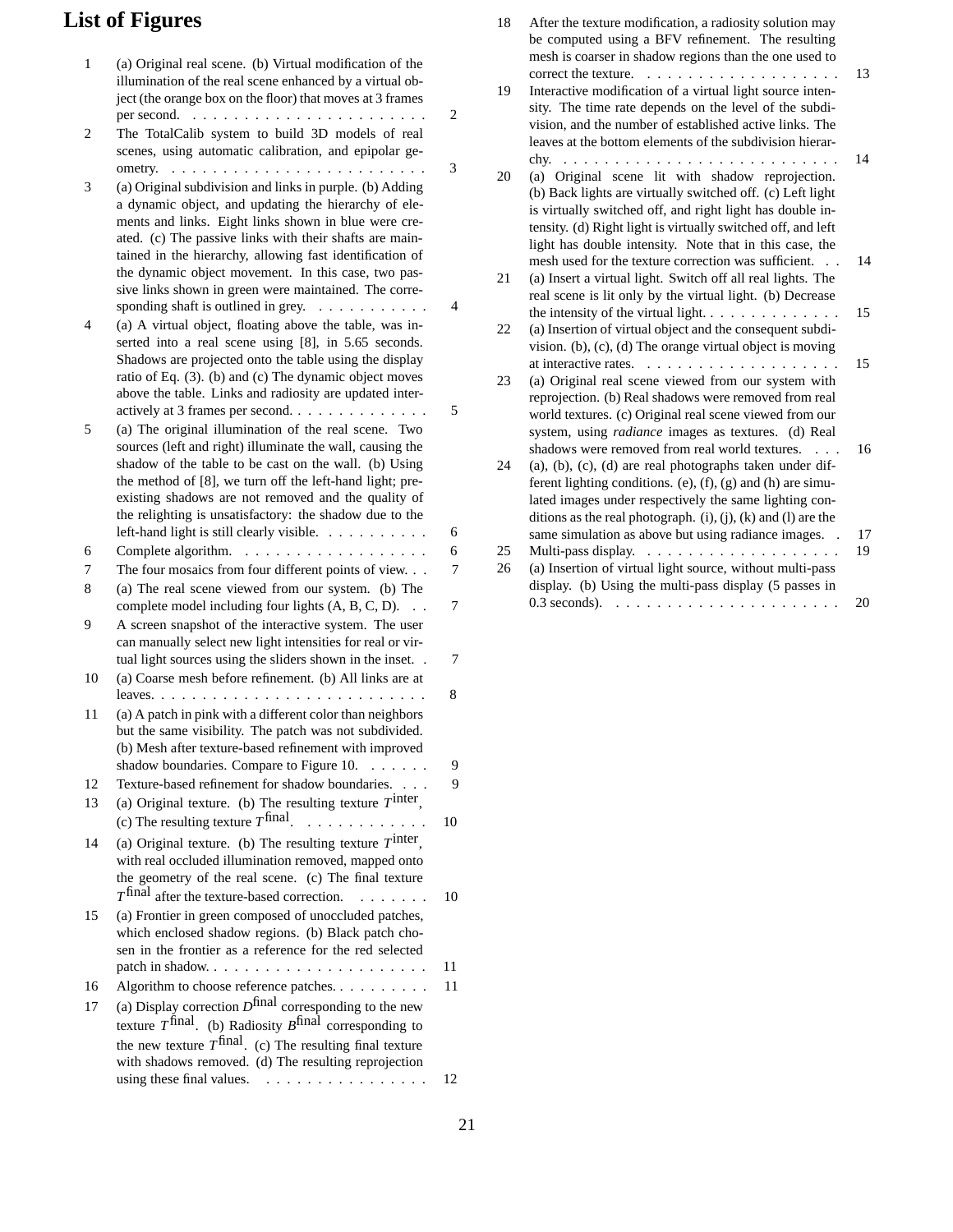# List of Figures

1 (a) Original real scene. (b) Virtual modification of the illumination of the real scene enhanced by a virtual object (the orange box on the floor) that moves at 3 frames per second. . . . . . . . . . . . . . . . . . . . . . . . 2

2 The TotalCalib system to build 3D models of real scenes, using automatic calibration, and epipolar geometry. . . . . . . . . . . . . . . . . . . . . . . . . . 3

3 (a) Original subdivision and links in purple. (b) Adding a dynamic object, and updating the hierarchy of elements and links. Eight links shown in blue were created. (c) The passive links with their shafts are maintained in the hierarchy, allowing fast identification of the dynamic object movement. In this case, two passive links shown in green were maintained. The corresponding shaft is outlined in grey. . . . . . . . . . . 4

4 (a) A virtual object, floating above the table, was inserted into a real scene using [8], in 5.65 seconds. Shadows are projected onto the table using the display ratio of Eq. (3). (b) and (c) The dynamic object moves above the table. Links and radiosity are updated interactively at 3 frames per second. . . . . . . . . . . . . . 5

5 (a) The original illumination of the real scene. Two sources (left and right) illuminate the wall, causing the shadow of the table to be cast on the wall. (b) Using the method of [8], we turn off the left-hand light; pre-existing shadows are not removed and the quality of the relighting is unsatisfactory: the shadow due to the left-hand light is still clearly visible. . . . . . . . . . 6

6 Complete algorithm. . . . . . . . . . . . . . . . . . . 6

7 The four mosaics from four different points of view. . . 7

8 (a) The real scene viewed from our system. (b) The complete model including four lights (A, B, C, D). . . 7

9 A screen snapshot of the interactive system. The user can manually select new light intensities for real or virtual light sources using the sliders shown in the inset. . 7

10 (a) Coarse mesh before refinement. (b) All links are at leaves. . . . . . . . . . . . . . . . . . . . . . . . . . . 8

11 (a) A patch in pink with a different color than neighbors but the same visibility. The patch was not subdivided. (b) Mesh after texture-based refinement with improved shadow boundaries. Compare to Figure 10. . . . . . 9

12 Texture-based refinement for shadow boundaries. . . . 9

13 (a) Original texture. (b) The resulting texture $T^{\text{inter}}$, (c) The resulting texture $T^{\text{final}}$. . . . . . . . . . . . 10

14 (a) Original texture. (b) The resulting texture $T^{\text{inter}}$, with real occluded illumination removed, mapped onto the geometry of the real scene. (c) The final texture $T^{\text{final}}$ after the texture-based correction. . . . . . . 10

15 (a) Frontier in green composed of unoccluded patches, which enclosed shadow regions. (b) Black patch chosen in the frontier as a reference for the red selected patch in shadow. . . . . . . . . . . . . . . . . . . . . . 11

16 Algorithm to choose reference patches. . . . . . . . . . 11

17 (a) Display correction $D^{\text{final}}$ corresponding to the new texture $T^{\text{final}}$. (b) Radiosity $B^{\text{final}}$ corresponding to the new texture $T^{\text{final}}$. (c) The resulting final texture with shadows removed. (d) The resulting reprojection using these final values. . . . . . . . . . . . . . . . . 12

18 After the texture modification, a radiosity solution may be computed using a BFV refinement. The resulting mesh is coarser in shadow regions than the one used to correct the texture. . . . . . . . . . . . . . . . . . . . 13

19 Interactive modification of a virtual light source intensity. The time rate depends on the level of the subdivision, and the number of established active links. The leaves at the bottom elements of the subdivision hierarchy. . . . . . . . . . . . . . . . . . . . . . . . . . . . 14

20 (a) Original scene lit with shadow reprojection. (b) Back lights are virtually switched off. (c) Left light is virtually switched off, and right light has double intensity. (d) Right light is virtually switched off, and left light has double intensity. Note that in this case, the mesh used for the texture correction was sufficient. . . 14

21 (a) Insert a virtual light. Switch off all real lights. The real scene is lit only by the virtual light. (b) Decrease the intensity of the virtual light. . . . . . . . . . . . . 15

22 (a) Insertion of virtual object and the consequent subdivision. (b), (c), (d) The orange virtual object is moving at interactive rates. . . . . . . . . . . . . . . . . . . . 15

23 (a) Original real scene viewed from our system with reprojection. (b) Real shadows were removed from real world textures. (c) Original real scene viewed from our system, using *radiance* images as textures. (d) Real shadows were removed from real world textures. . . . 16

24 (a), (b), (c), (d) are real photographs taken under different lighting conditions. (e), (f), (g) and (h) are simulated images under respectively the same lighting conditions as the real photograph. (i), (j), (k) and (l) are the same simulation as above but using radiance images. . 17

25 Multi-pass display. . . . . . . . . . . . . . . . . . . . 19

26 (a) Insertion of virtual light source, without multi-pass display. (b) Using the multi-pass display (5 passes in 0.3 seconds). . . . . . . . . . . . . . . . . . . . . . . 20